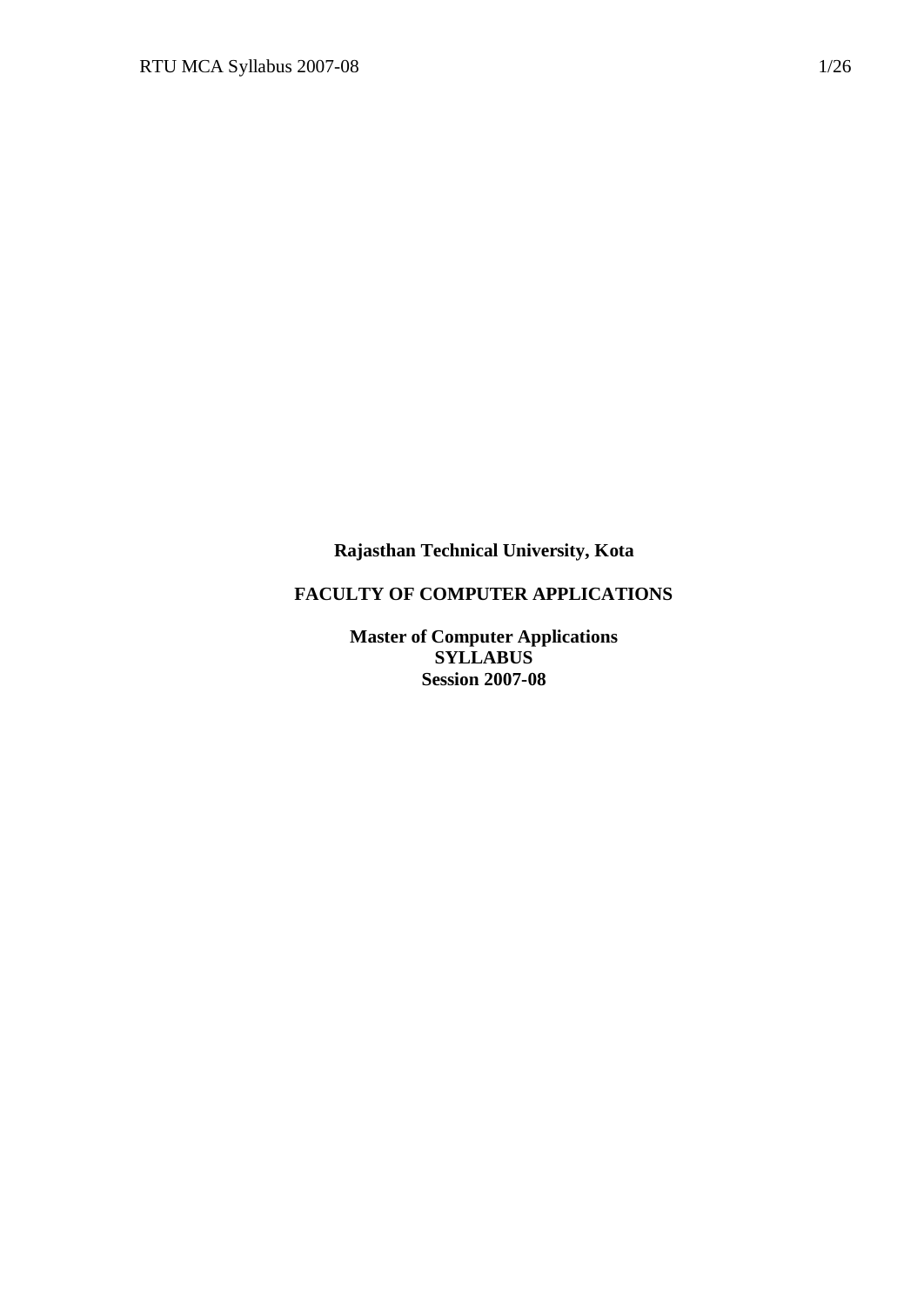**Rajasthan Technical University, Kota**

**FACULTY OF COMPUTER APPLICATIONS**

**Master of Computer Applications**
**SYLLABUS**
**Session 2007-08**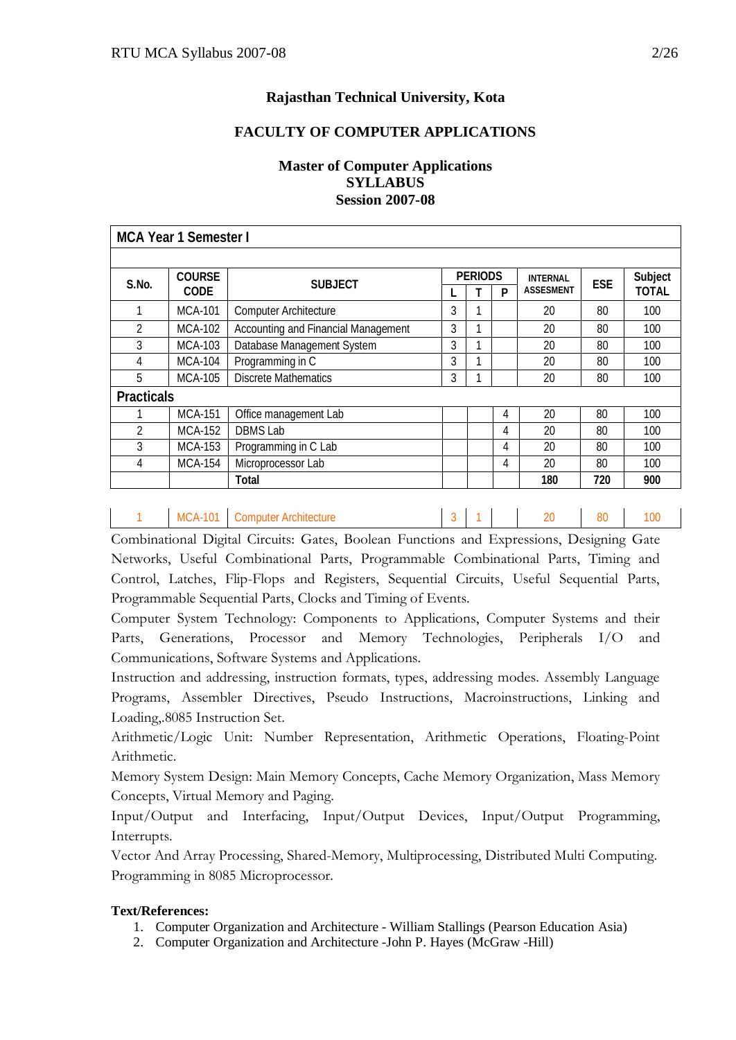**Rajasthan Technical University, Kota**

**FACULTY OF COMPUTER APPLICATIONS**

**Master of Computer Applications**
**SYLLABUS**
**Session 2007-08**

| **MCA Year 1 Semester I** | | | | | | | | | |
|---|---|---|---|---|---|---|---|---|---|
| **S.No.** | **COURSE CODE** | **SUBJECT** | **PERIODS** | | | **INTERNAL ASSESMENT** | **ESE** | **Subject TOTAL** |
| | | | **L** | **T** | **P** | | | |
| 1 | MCA-101 | Computer Architecture | 3 | 1 | | 20 | 80 | 100 |
| 2 | MCA-102 | Accounting and Financial Management | 3 | 1 | | 20 | 80 | 100 |
| 3 | MCA-103 | Database Management System | 3 | 1 | | 20 | 80 | 100 |
| 4 | MCA-104 | Programming in C | 3 | 1 | | 20 | 80 | 100 |
| 5 | MCA-105 | Discrete Mathematics | 3 | 1 | | 20 | 80 | 100 |
| **Practicals** | | | | | | | | |
| 1 | MCA-151 | Office management Lab | | | 4 | 20 | 80 | 100 |
| 2 | MCA-152 | DBMS Lab | | | 4 | 20 | 80 | 100 |
| 3 | MCA-153 | Programming in C Lab | | | 4 | 20 | 80 | 100 |
| 4 | MCA-154 | Microprocessor Lab | | | 4 | 20 | 80 | 100 |
| | | **Total** | | | | **180** | **720** | **900** |

| 1 | MCA-101 | Computer Architecture | 3 | 1 | | 20 | 80 | 100 |
|---|---|---|---|---|---|---|---|---|

Combinational Digital Circuits: Gates, Boolean Functions and Expressions, Designing Gate Networks, Useful Combinational Parts, Programmable Combinational Parts, Timing and Control, Latches, Flip-Flops and Registers, Sequential Circuits, Useful Sequential Parts, Programmable Sequential Parts, Clocks and Timing of Events.

Computer System Technology: Components to Applications, Computer Systems and their Parts, Generations, Processor and Memory Technologies, Peripherals I/O and Communications, Software Systems and Applications.

Instruction and addressing, instruction formats, types, addressing modes. Assembly Language Programs, Assembler Directives, Pseudo Instructions, Macroinstructions, Linking and Loading,.8085 Instruction Set.

Arithmetic/Logic Unit: Number Representation, Arithmetic Operations, Floating-Point Arithmetic.

Memory System Design: Main Memory Concepts, Cache Memory Organization, Mass Memory Concepts, Virtual Memory and Paging.

Input/Output and Interfacing, Input/Output Devices, Input/Output Programming, Interrupts.

Vector And Array Processing, Shared-Memory, Multiprocessing, Distributed Multi Computing. Programming in 8085 Microprocessor.

**Text/References:**

1. Computer Organization and Architecture - William Stallings (Pearson Education Asia)
2. Computer Organization and Architecture -John P. Hayes (McGraw -Hill)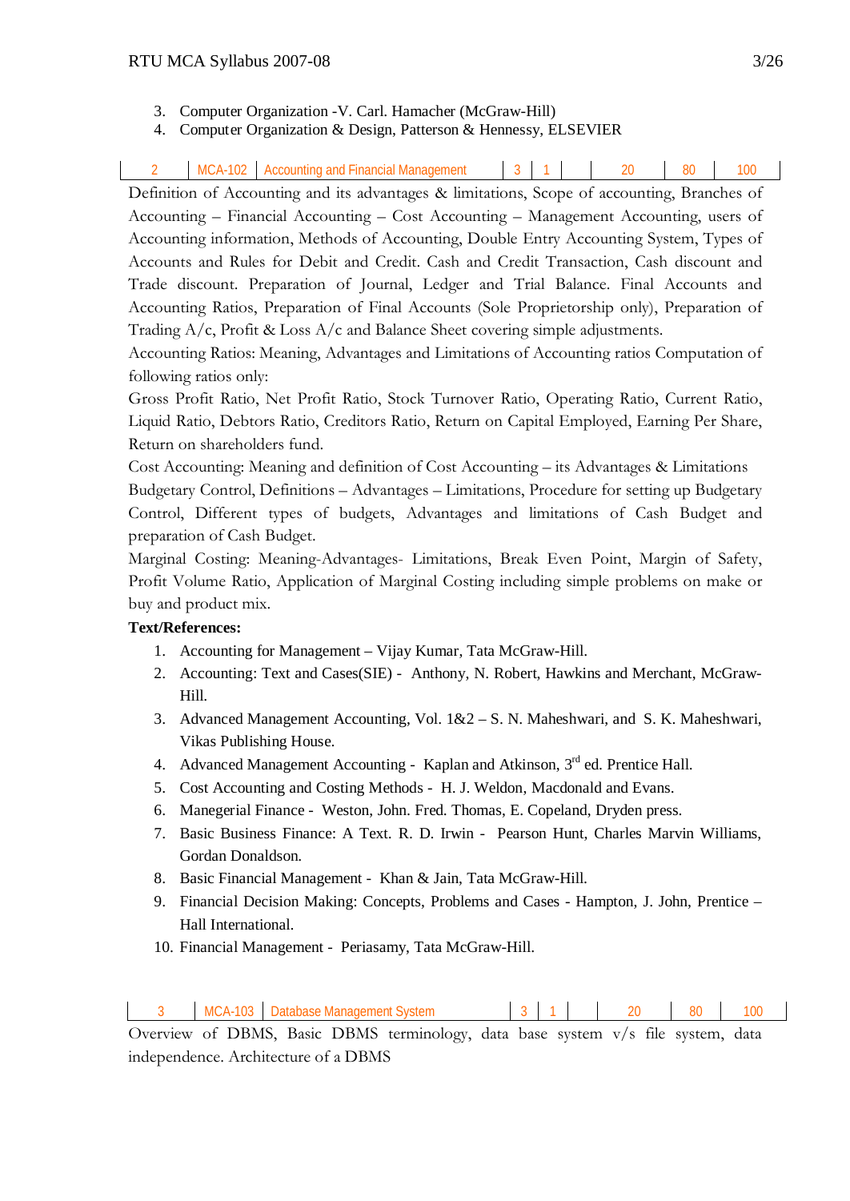3. Computer Organization -V. Carl. Hamacher (McGraw-Hill)
4. Computer Organization & Design, Patterson & Hennessy, ELSEVIER

| 2 | MCA-102 | Accounting and Financial Management | 3 | 1 | | 20 | 80 | 100 |
|---|---|---|---|---|---|---|---|---|

Definition of Accounting and its advantages & limitations, Scope of accounting, Branches of Accounting – Financial Accounting – Cost Accounting – Management Accounting, users of Accounting information, Methods of Accounting, Double Entry Accounting System, Types of Accounts and Rules for Debit and Credit. Cash and Credit Transaction, Cash discount and Trade discount. Preparation of Journal, Ledger and Trial Balance. Final Accounts and Accounting Ratios, Preparation of Final Accounts (Sole Proprietorship only), Preparation of Trading A/c, Profit & Loss A/c and Balance Sheet covering simple adjustments.

Accounting Ratios: Meaning, Advantages and Limitations of Accounting ratios Computation of following ratios only:

Gross Profit Ratio, Net Profit Ratio, Stock Turnover Ratio, Operating Ratio, Current Ratio, Liquid Ratio, Debtors Ratio, Creditors Ratio, Return on Capital Employed, Earning Per Share, Return on shareholders fund.

Cost Accounting: Meaning and definition of Cost Accounting – its Advantages & Limitations

Budgetary Control, Definitions – Advantages – Limitations, Procedure for setting up Budgetary Control, Different types of budgets, Advantages and limitations of Cash Budget and preparation of Cash Budget.

Marginal Costing: Meaning-Advantages- Limitations, Break Even Point, Margin of Safety, Profit Volume Ratio, Application of Marginal Costing including simple problems on make or buy and product mix.

**Text/References:**

1. Accounting for Management – Vijay Kumar, Tata McGraw-Hill.
2. Accounting: Text and Cases(SIE) - Anthony, N. Robert, Hawkins and Merchant, McGraw-Hill.
3. Advanced Management Accounting, Vol. 1&2 – S. N. Maheshwari, and S. K. Maheshwari, Vikas Publishing House.
4. Advanced Management Accounting - Kaplan and Atkinson, 3rd ed. Prentice Hall.
5. Cost Accounting and Costing Methods - H. J. Weldon, Macdonald and Evans.
6. Manegerial Finance - Weston, John. Fred. Thomas, E. Copeland, Dryden press.
7. Basic Business Finance: A Text. R. D. Irwin - Pearson Hunt, Charles Marvin Williams, Gordan Donaldson.
8. Basic Financial Management - Khan & Jain, Tata McGraw-Hill.
9. Financial Decision Making: Concepts, Problems and Cases - Hampton, J. John, Prentice – Hall International.
10. Financial Management - Periasamy, Tata McGraw-Hill.

| 3 | MCA-103 | Database Management System | 3 | 1 | | 20 | 80 | 100 |
|---|---|---|---|---|---|---|---|---|

Overview of DBMS, Basic DBMS terminology, data base system v/s file system, data independence. Architecture of a DBMS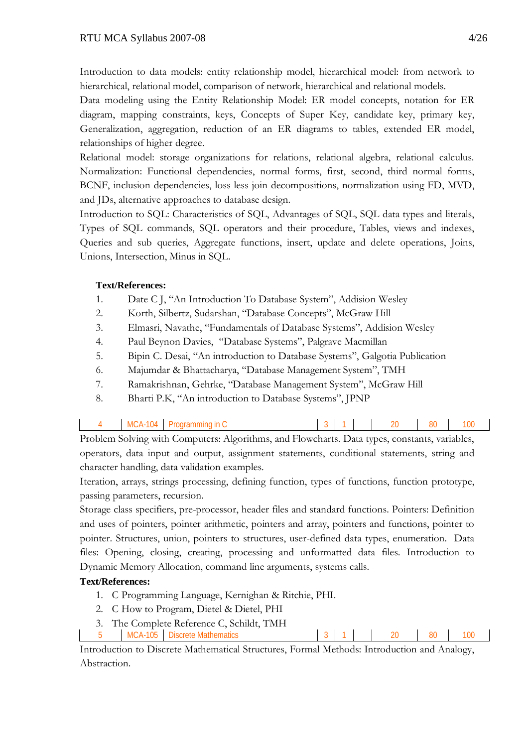Introduction to data models: entity relationship model, hierarchical model: from network to hierarchical, relational model, comparison of network, hierarchical and relational models.
Data modeling using the Entity Relationship Model: ER model concepts, notation for ER diagram, mapping constraints, keys, Concepts of Super Key, candidate key, primary key, Generalization, aggregation, reduction of an ER diagrams to tables, extended ER model, relationships of higher degree.
Relational model: storage organizations for relations, relational algebra, relational calculus. Normalization: Functional dependencies, normal forms, first, second, third normal forms, BCNF, inclusion dependencies, loss less join decompositions, normalization using FD, MVD, and JDs, alternative approaches to database design.
Introduction to SQL: Characteristics of SQL, Advantages of SQL, SQL data types and literals, Types of SQL commands, SQL operators and their procedure, Tables, views and indexes, Queries and sub queries, Aggregate functions, insert, update and delete operations, Joins, Unions, Intersection, Minus in SQL.

**Text/References:**

1. Date C J, "An Introduction To Database System", Addision Wesley
2. Korth, Silbertz, Sudarshan, "Database Concepts", McGraw Hill
3. Elmasri, Navathe, "Fundamentals of Database Systems", Addision Wesley
4. Paul Beynon Davies, "Database Systems", Palgrave Macmillan
5. Bipin C. Desai, "An introduction to Database Systems", Galgotia Publication
6. Majumdar & Bhattacharya, "Database Management System", TMH
7. Ramakrishnan, Gehrke, "Database Management System", McGraw Hill
8. Bharti P.K, "An introduction to Database Systems", JPNP

| 4 | MCA-104 | Programming in C | 3 | 1 | | 20 | 80 | 100 |
|---|---|---|---|---|---|---|---|---|

Problem Solving with Computers: Algorithms, and Flowcharts. Data types, constants, variables, operators, data input and output, assignment statements, conditional statements, string and character handling, data validation examples.
Iteration, arrays, strings processing, defining function, types of functions, function prototype, passing parameters, recursion.
Storage class specifiers, pre-processor, header files and standard functions. Pointers: Definition and uses of pointers, pointer arithmetic, pointers and array, pointers and functions, pointer to pointer. Structures, union, pointers to structures, user-defined data types, enumeration. Data files: Opening, closing, creating, processing and unformatted data files. Introduction to Dynamic Memory Allocation, command line arguments, systems calls.

**Text/References:**

1. C Programming Language, Kernighan & Ritchie, PHI.
2. C How to Program, Dietel & Dietel, PHI
3. The Complete Reference C, Schildt, TMH

| 5 | MCA-105 | Discrete Mathematics | 3 | 1 | | 20 | 80 | 100 |
|---|---|---|---|---|---|---|---|---|

Introduction to Discrete Mathematical Structures, Formal Methods: Introduction and Analogy, Abstraction.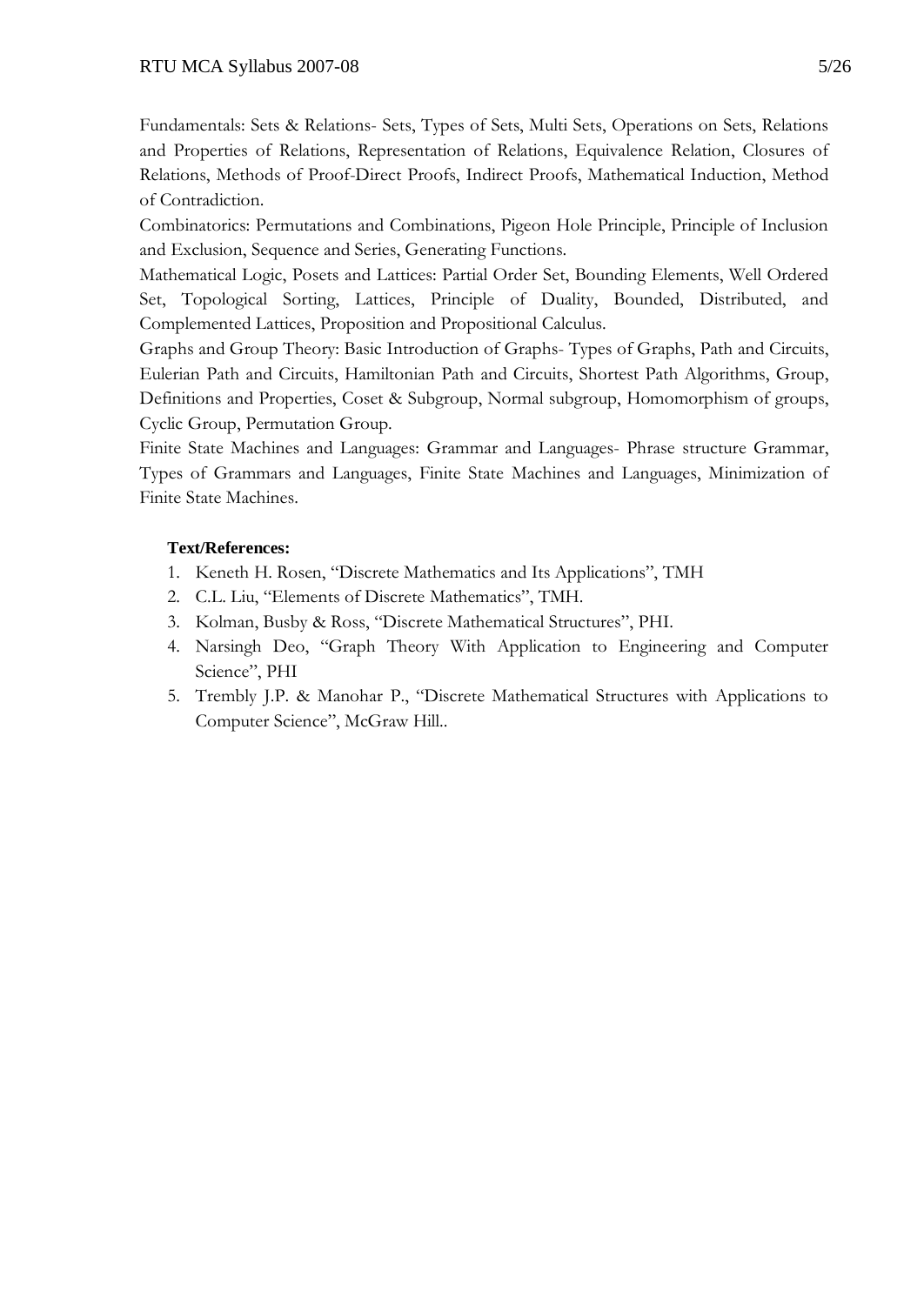Fundamentals: Sets & Relations- Sets, Types of Sets, Multi Sets, Operations on Sets, Relations and Properties of Relations, Representation of Relations, Equivalence Relation, Closures of Relations, Methods of Proof-Direct Proofs, Indirect Proofs, Mathematical Induction, Method of Contradiction.

Combinatorics: Permutations and Combinations, Pigeon Hole Principle, Principle of Inclusion and Exclusion, Sequence and Series, Generating Functions.

Mathematical Logic, Posets and Lattices: Partial Order Set, Bounding Elements, Well Ordered Set, Topological Sorting, Lattices, Principle of Duality, Bounded, Distributed, and Complemented Lattices, Proposition and Propositional Calculus.

Graphs and Group Theory: Basic Introduction of Graphs- Types of Graphs, Path and Circuits, Eulerian Path and Circuits, Hamiltonian Path and Circuits, Shortest Path Algorithms, Group, Definitions and Properties, Coset & Subgroup, Normal subgroup, Homomorphism of groups, Cyclic Group, Permutation Group.

Finite State Machines and Languages: Grammar and Languages- Phrase structure Grammar, Types of Grammars and Languages, Finite State Machines and Languages, Minimization of Finite State Machines.

**Text/References:**

1. Keneth H. Rosen, "Discrete Mathematics and Its Applications", TMH
2. C.L. Liu, "Elements of Discrete Mathematics", TMH.
3. Kolman, Busby & Ross, "Discrete Mathematical Structures", PHI.
4. Narsingh Deo, "Graph Theory With Application to Engineering and Computer Science", PHI
5. Trembly J.P. & Manohar P., "Discrete Mathematical Structures with Applications to Computer Science", McGraw Hill..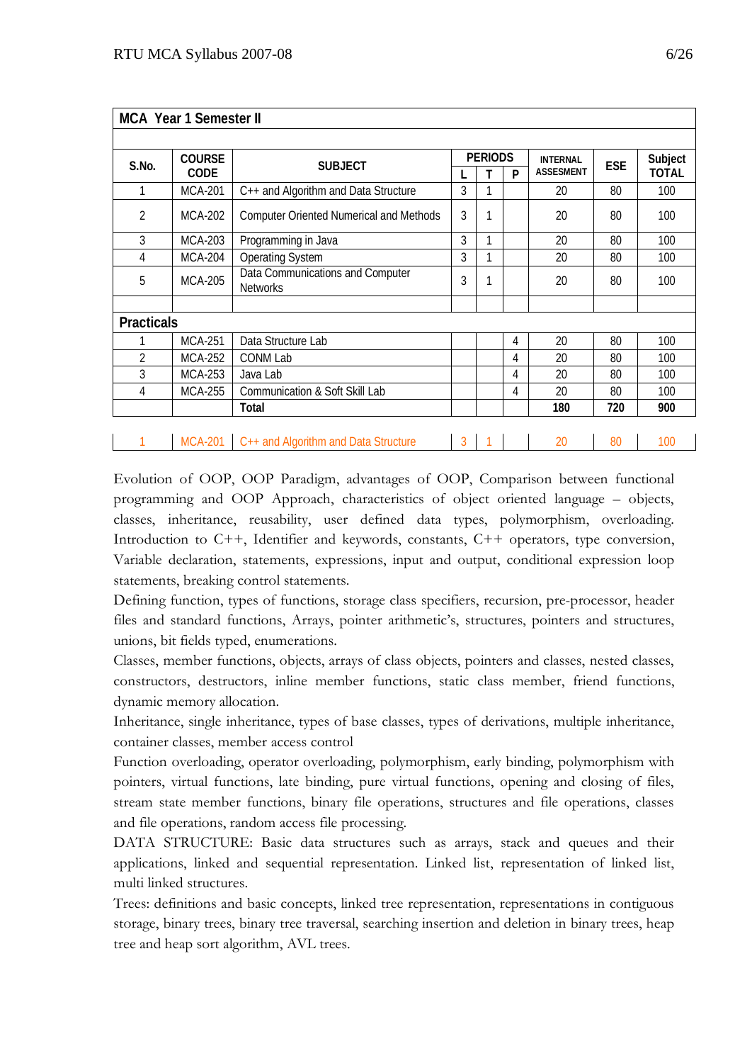| MCA Year 1 Semester II | | | | | | | | |
|---|---|---|---|---|---|---|---|---|
| **S.No.** | **COURSE CODE** | **SUBJECT** | **PERIODS** | | | **INTERNAL ASSESMENT** | **ESE** | **Subject TOTAL** |
| | | | **L** | **T** | **P** | | | |
| 1 | MCA-201 | C++ and Algorithm and Data Structure | 3 | 1 | | 20 | 80 | 100 |
| 2 | MCA-202 | Computer Oriented Numerical and Methods | 3 | 1 | | 20 | 80 | 100 |
| 3 | MCA-203 | Programming in Java | 3 | 1 | | 20 | 80 | 100 |
| 4 | MCA-204 | Operating System | 3 | 1 | | 20 | 80 | 100 |
| 5 | MCA-205 | Data Communications and Computer Networks | 3 | 1 | | 20 | 80 | 100 |
| | | | | | | | | |
| **Practicals** | | | | | | | | |
| 1 | MCA-251 | Data Structure Lab | | | 4 | 20 | 80 | 100 |
| 2 | MCA-252 | CONM Lab | | | 4 | 20 | 80 | 100 |
| 3 | MCA-253 | Java Lab | | | 4 | 20 | 80 | 100 |
| 4 | MCA-255 | Communication & Soft Skill Lab | | | 4 | 20 | 80 | 100 |
| | | **Total** | | | | **180** | **720** | **900** |

| 1 | MCA-201 | C++ and Algorithm and Data Structure | 3 | 1 | | 20 | 80 | 100 |
|---|---|---|---|---|---|---|---|---|

Evolution of OOP, OOP Paradigm, advantages of OOP, Comparison between functional programming and OOP Approach, characteristics of object oriented language – objects, classes, inheritance, reusability, user defined data types, polymorphism, overloading. Introduction to C++, Identifier and keywords, constants, C++ operators, type conversion, Variable declaration, statements, expressions, input and output, conditional expression loop statements, breaking control statements.

Defining function, types of functions, storage class specifiers, recursion, pre-processor, header files and standard functions, Arrays, pointer arithmetic's, structures, pointers and structures, unions, bit fields typed, enumerations.

Classes, member functions, objects, arrays of class objects, pointers and classes, nested classes, constructors, destructors, inline member functions, static class member, friend functions, dynamic memory allocation.

Inheritance, single inheritance, types of base classes, types of derivations, multiple inheritance, container classes, member access control

Function overloading, operator overloading, polymorphism, early binding, polymorphism with pointers, virtual functions, late binding, pure virtual functions, opening and closing of files, stream state member functions, binary file operations, structures and file operations, classes and file operations, random access file processing.

DATA STRUCTURE: Basic data structures such as arrays, stack and queues and their applications, linked and sequential representation. Linked list, representation of linked list, multi linked structures.

Trees: definitions and basic concepts, linked tree representation, representations in contiguous storage, binary trees, binary tree traversal, searching insertion and deletion in binary trees, heap tree and heap sort algorithm, AVL trees.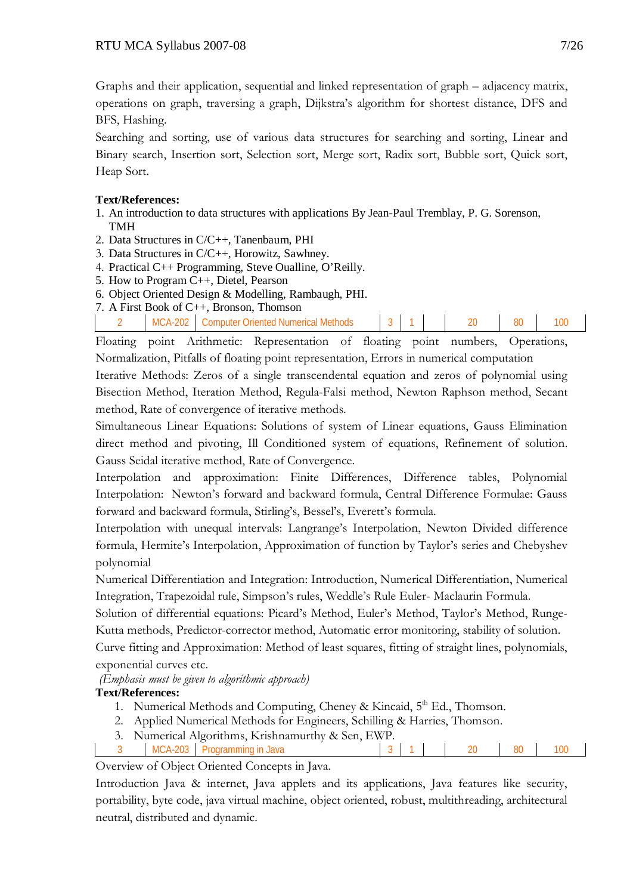Graphs and their application, sequential and linked representation of graph – adjacency matrix, operations on graph, traversing a graph, Dijkstra's algorithm for shortest distance, DFS and BFS, Hashing.

Searching and sorting, use of various data structures for searching and sorting, Linear and Binary search, Insertion sort, Selection sort, Merge sort, Radix sort, Bubble sort, Quick sort, Heap Sort.

**Text/References:**

1. An introduction to data structures with applications By Jean-Paul Tremblay, P. G. Sorenson, TMH
2. Data Structures in C/C++, Tanenbaum, PHI
3. Data Structures in C/C++, Horowitz, Sawhney.
4. Practical C++ Programming, Steve Oualline, O'Reilly.
5. How to Program C++, Dietel, Pearson
6. Object Oriented Design & Modelling, Rambaugh, PHI.
7. A First Book of C++, Bronson, Thomson

| 2 | MCA-202 | Computer Oriented Numerical Methods | 3 | 1 | | 20 | 80 | 100 |
|---|---|---|---|---|---|---|---|---|

Floating point Arithmetic: Representation of floating point numbers, Operations, Normalization, Pitfalls of floating point representation, Errors in numerical computation

Iterative Methods: Zeros of a single transcendental equation and zeros of polynomial using Bisection Method, Iteration Method, Regula-Falsi method, Newton Raphson method, Secant method, Rate of convergence of iterative methods.

Simultaneous Linear Equations: Solutions of system of Linear equations, Gauss Elimination direct method and pivoting, Ill Conditioned system of equations, Refinement of solution. Gauss Seidal iterative method, Rate of Convergence.

Interpolation and approximation: Finite Differences, Difference tables, Polynomial Interpolation: Newton's forward and backward formula, Central Difference Formulae: Gauss forward and backward formula, Stirling's, Bessel's, Everett's formula.

Interpolation with unequal intervals: Langrange's Interpolation, Newton Divided difference formula, Hermite's Interpolation, Approximation of function by Taylor's series and Chebyshev polynomial

Numerical Differentiation and Integration: Introduction, Numerical Differentiation, Numerical Integration, Trapezoidal rule, Simpson's rules, Weddle's Rule Euler- Maclaurin Formula.

Solution of differential equations: Picard's Method, Euler's Method, Taylor's Method, Runge-Kutta methods, Predictor-corrector method, Automatic error monitoring, stability of solution.

Curve fitting and Approximation: Method of least squares, fitting of straight lines, polynomials, exponential curves etc.

*(Emphasis must be given to algorithmic approach)*

**Text/References:**

1. Numerical Methods and Computing, Cheney & Kincaid, 5th Ed., Thomson.
2. Applied Numerical Methods for Engineers, Schilling & Harries, Thomson.
3. Numerical Algorithms, Krishnamurthy & Sen, EWP.

| 3 | MCA-203 | Programming in Java | 3 | 1 | | 20 | 80 | 100 |
|---|---|---|---|---|---|---|---|---|

Overview of Object Oriented Concepts in Java.

Introduction Java & internet, Java applets and its applications, Java features like security, portability, byte code, java virtual machine, object oriented, robust, multithreading, architectural neutral, distributed and dynamic.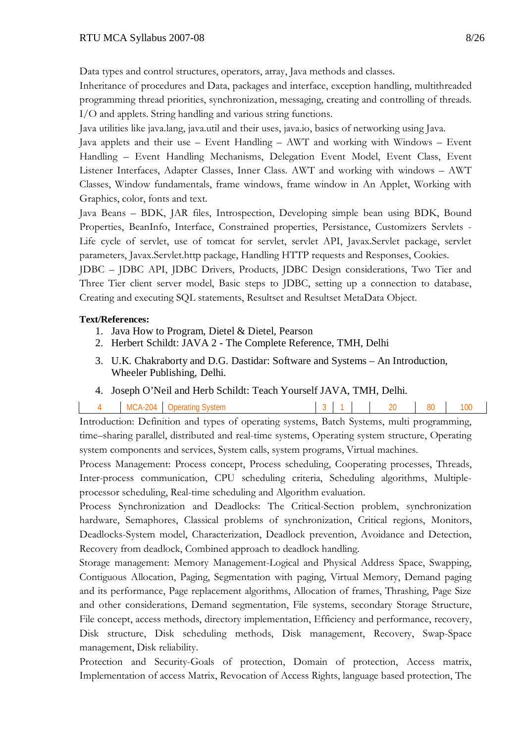Data types and control structures, operators, array, Java methods and classes.

Inheritance of procedures and Data, packages and interface, exception handling, multithreaded programming thread priorities, synchronization, messaging, creating and controlling of threads. I/O and applets. String handling and various string functions.

Java utilities like java.lang, java.util and their uses, java.io, basics of networking using Java.

Java applets and their use – Event Handling – AWT and working with Windows – Event Handling – Event Handling Mechanisms, Delegation Event Model, Event Class, Event Listener Interfaces, Adapter Classes, Inner Class. AWT and working with windows – AWT Classes, Window fundamentals, frame windows, frame window in An Applet, Working with Graphics, color, fonts and text.

Java Beans – BDK, JAR files, Introspection, Developing simple bean using BDK, Bound Properties, BeanInfo, Interface, Constrained properties, Persistance, Customizers Servlets - Life cycle of servlet, use of tomcat for servlet, servlet API, Javax.Servlet package, servlet parameters, Javax.Servlet.http package, Handling HTTP requests and Responses, Cookies.

JDBC – JDBC API, JDBC Drivers, Products, JDBC Design considerations, Two Tier and Three Tier client server model, Basic steps to JDBC, setting up a connection to database, Creating and executing SQL statements, Resultset and Resultset MetaData Object.

**Text/References:**

1. Java How to Program, Dietel & Dietel, Pearson
2. Herbert Schildt: JAVA 2 - The Complete Reference, TMH, Delhi
3. U.K. Chakraborty and D.G. Dastidar: Software and Systems – An Introduction, Wheeler Publishing, Delhi.
4. Joseph O'Neil and Herb Schildt: Teach Yourself JAVA, TMH, Delhi.

| 4 | MCA-204 | Operating System | 3 | 1 | | 20 | 80 | 100 |
|---|---|---|---|---|---|---|---|---|

Introduction: Definition and types of operating systems, Batch Systems, multi programming, time–sharing parallel, distributed and real-time systems, Operating system structure, Operating system components and services, System calls, system programs, Virtual machines.

Process Management: Process concept, Process scheduling, Cooperating processes, Threads, Inter-process communication, CPU scheduling criteria, Scheduling algorithms, Multiple-processor scheduling, Real-time scheduling and Algorithm evaluation.

Process Synchronization and Deadlocks: The Critical-Section problem, synchronization hardware, Semaphores, Classical problems of synchronization, Critical regions, Monitors, Deadlocks-System model, Characterization, Deadlock prevention, Avoidance and Detection, Recovery from deadlock, Combined approach to deadlock handling.

Storage management: Memory Management-Logical and Physical Address Space, Swapping, Contiguous Allocation, Paging, Segmentation with paging, Virtual Memory, Demand paging and its performance, Page replacement algorithms, Allocation of frames, Thrashing, Page Size and other considerations, Demand segmentation, File systems, secondary Storage Structure, File concept, access methods, directory implementation, Efficiency and performance, recovery, Disk structure, Disk scheduling methods, Disk management, Recovery, Swap-Space management, Disk reliability.

Protection and Security-Goals of protection, Domain of protection, Access matrix, Implementation of access Matrix, Revocation of Access Rights, language based protection, The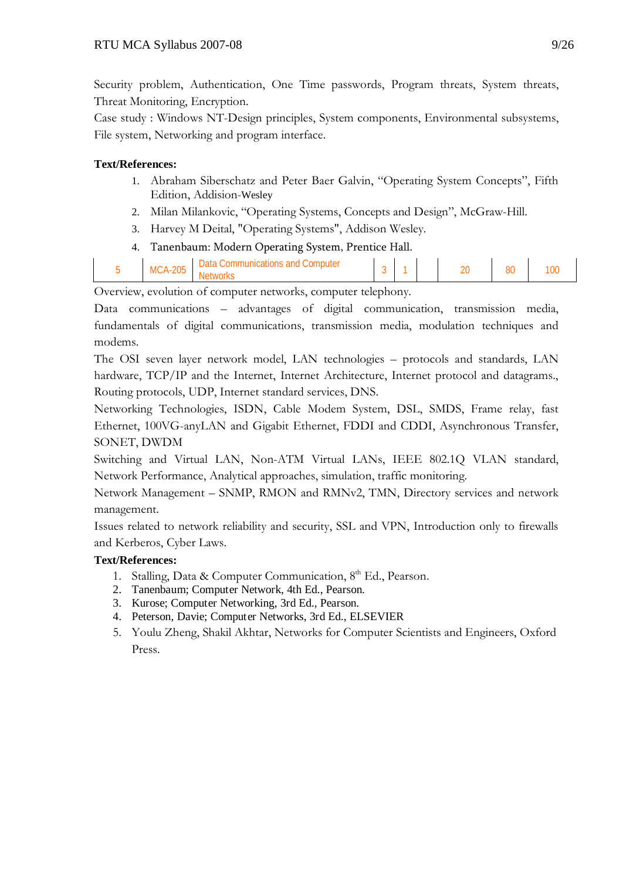Security problem, Authentication, One Time passwords, Program threats, System threats, Threat Monitoring, Encryption.

Case study : Windows NT-Design principles, System components, Environmental subsystems, File system, Networking and program interface.

**Text/References:**

1. Abraham Siberschatz and Peter Baer Galvin, "Operating System Concepts", Fifth Edition, Addision-Wesley
2. Milan Milankovic, "Operating Systems, Concepts and Design", McGraw-Hill.
3. Harvey M Deital, "Operating Systems", Addison Wesley.
4. Tanenbaum: Modern Operating System, Prentice Hall.

| 5 | MCA-205 | Data Communications and Computer Networks | 3 | 1 | | 20 | 80 | 100 |
|---|---|---|---|---|---|---|---|---|

Overview, evolution of computer networks, computer telephony.

Data communications – advantages of digital communication, transmission media, fundamentals of digital communications, transmission media, modulation techniques and modems.

The OSI seven layer network model, LAN technologies – protocols and standards, LAN hardware, TCP/IP and the Internet, Internet Architecture, Internet protocol and datagrams., Routing protocols, UDP, Internet standard services, DNS.

Networking Technologies, ISDN, Cable Modem System, DSL, SMDS, Frame relay, fast Ethernet, 100VG-anyLAN and Gigabit Ethernet, FDDI and CDDI, Asynchronous Transfer, SONET, DWDM

Switching and Virtual LAN, Non-ATM Virtual LANs, IEEE 802.1Q VLAN standard, Network Performance, Analytical approaches, simulation, traffic monitoring.

Network Management – SNMP, RMON and RMNv2, TMN, Directory services and network management.

Issues related to network reliability and security, SSL and VPN, Introduction only to firewalls and Kerberos, Cyber Laws.

**Text/References:**

1. Stalling, Data & Computer Communication, 8th Ed., Pearson.
2. Tanenbaum; Computer Network, 4th Ed., Pearson.
3. Kurose; Computer Networking, 3rd Ed., Pearson.
4. Peterson, Davie; Computer Networks, 3rd Ed., ELSEVIER
5. Youlu Zheng, Shakil Akhtar, Networks for Computer Scientists and Engineers, Oxford Press.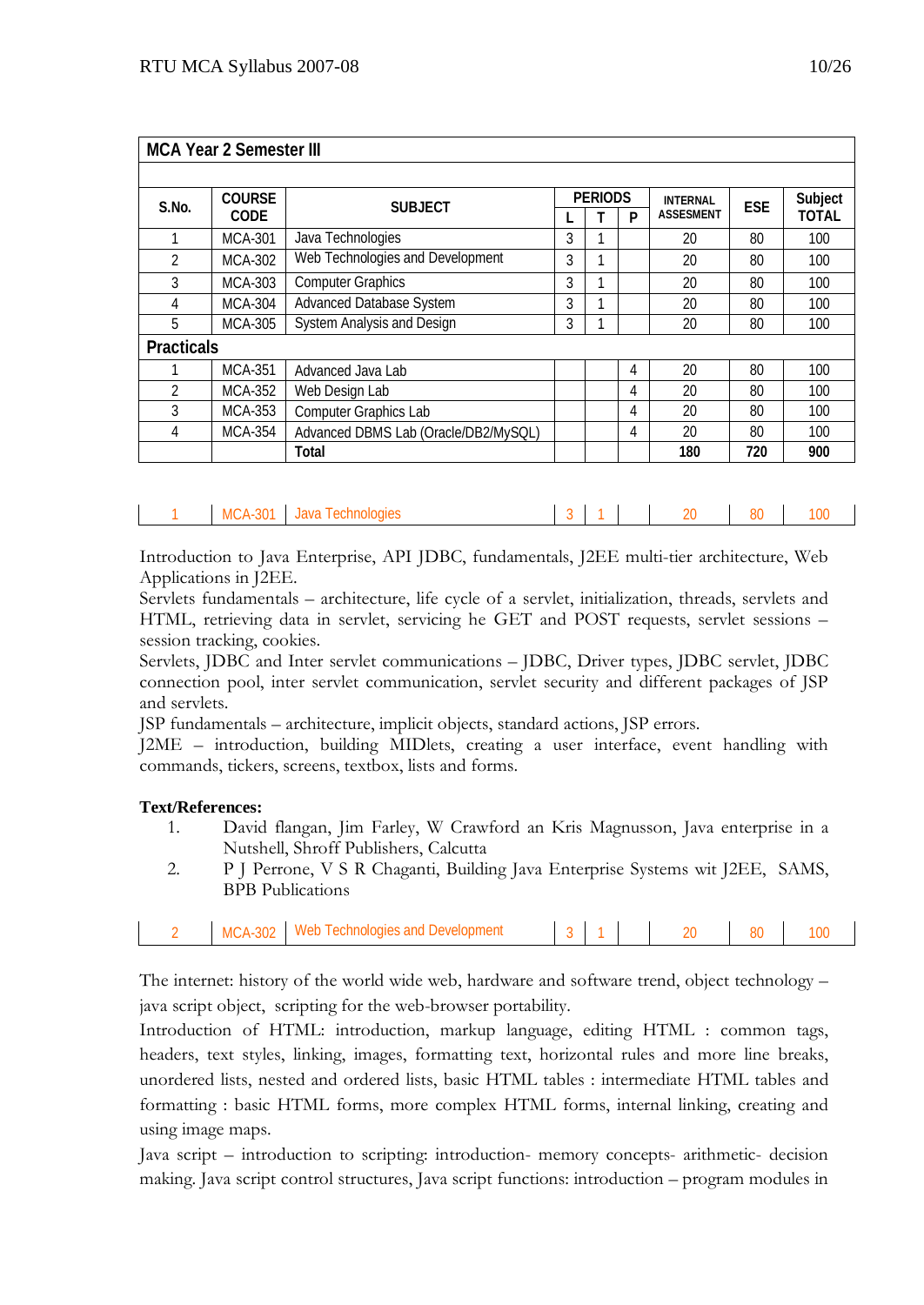| **MCA Year 2 Semester III** | | | | | | | | | |
|---|---|---|---|---|---|---|---|---|---|
| **S.No.** | **COURSE CODE** | **SUBJECT** | **PERIODS** | | | **INTERNAL ASSESMENT** | **ESE** | **Subject TOTAL** |
| | | | **L** | **T** | **P** | | | |
| 1 | MCA-301 | Java Technologies | 3 | 1 | | 20 | 80 | 100 |
| 2 | MCA-302 | Web Technologies and Development | 3 | 1 | | 20 | 80 | 100 |
| 3 | MCA-303 | Computer Graphics | 3 | 1 | | 20 | 80 | 100 |
| 4 | MCA-304 | Advanced Database System | 3 | 1 | | 20 | 80 | 100 |
| 5 | MCA-305 | System Analysis and Design | 3 | 1 | | 20 | 80 | 100 |
| **Practicals** | | | | | | | | |
| 1 | MCA-351 | Advanced Java Lab | | | 4 | 20 | 80 | 100 |
| 2 | MCA-352 | Web Design Lab | | | 4 | 20 | 80 | 100 |
| 3 | MCA-353 | Computer Graphics Lab | | | 4 | 20 | 80 | 100 |
| 4 | MCA-354 | Advanced DBMS Lab (Oracle/DB2/MySQL) | | | 4 | 20 | 80 | 100 |
| | | **Total** | | | | **180** | **720** | **900** |

| 1 | MCA-301 | Java Technologies | 3 | 1 | | 20 | 80 | 100 |
|---|---|---|---|---|---|---|---|---|

Introduction to Java Enterprise, API JDBC, fundamentals, J2EE multi-tier architecture, Web Applications in J2EE.

Servlets fundamentals – architecture, life cycle of a servlet, initialization, threads, servlets and HTML, retrieving data in servlet, servicing he GET and POST requests, servlet sessions – session tracking, cookies.

Servlets, JDBC and Inter servlet communications – JDBC, Driver types, JDBC servlet, JDBC connection pool, inter servlet communication, servlet security and different packages of JSP and servlets.

JSP fundamentals – architecture, implicit objects, standard actions, JSP errors.

J2ME – introduction, building MIDlets, creating a user interface, event handling with commands, tickers, screens, textbox, lists and forms.

**Text/References:**

1. David flangan, Jim Farley, W Crawford an Kris Magnusson, Java enterprise in a Nutshell, Shroff Publishers, Calcutta
2. P J Perrone, V S R Chaganti, Building Java Enterprise Systems wit J2EE, SAMS, BPB Publications

| 2 | MCA-302 | Web Technologies and Development | 3 | 1 | | 20 | 80 | 100 |
|---|---|---|---|---|---|---|---|---|

The internet: history of the world wide web, hardware and software trend, object technology – java script object, scripting for the web-browser portability.

Introduction of HTML: introduction, markup language, editing HTML : common tags, headers, text styles, linking, images, formatting text, horizontal rules and more line breaks, unordered lists, nested and ordered lists, basic HTML tables : intermediate HTML tables and formatting : basic HTML forms, more complex HTML forms, internal linking, creating and using image maps.

Java script – introduction to scripting: introduction- memory concepts- arithmetic- decision making. Java script control structures, Java script functions: introduction – program modules in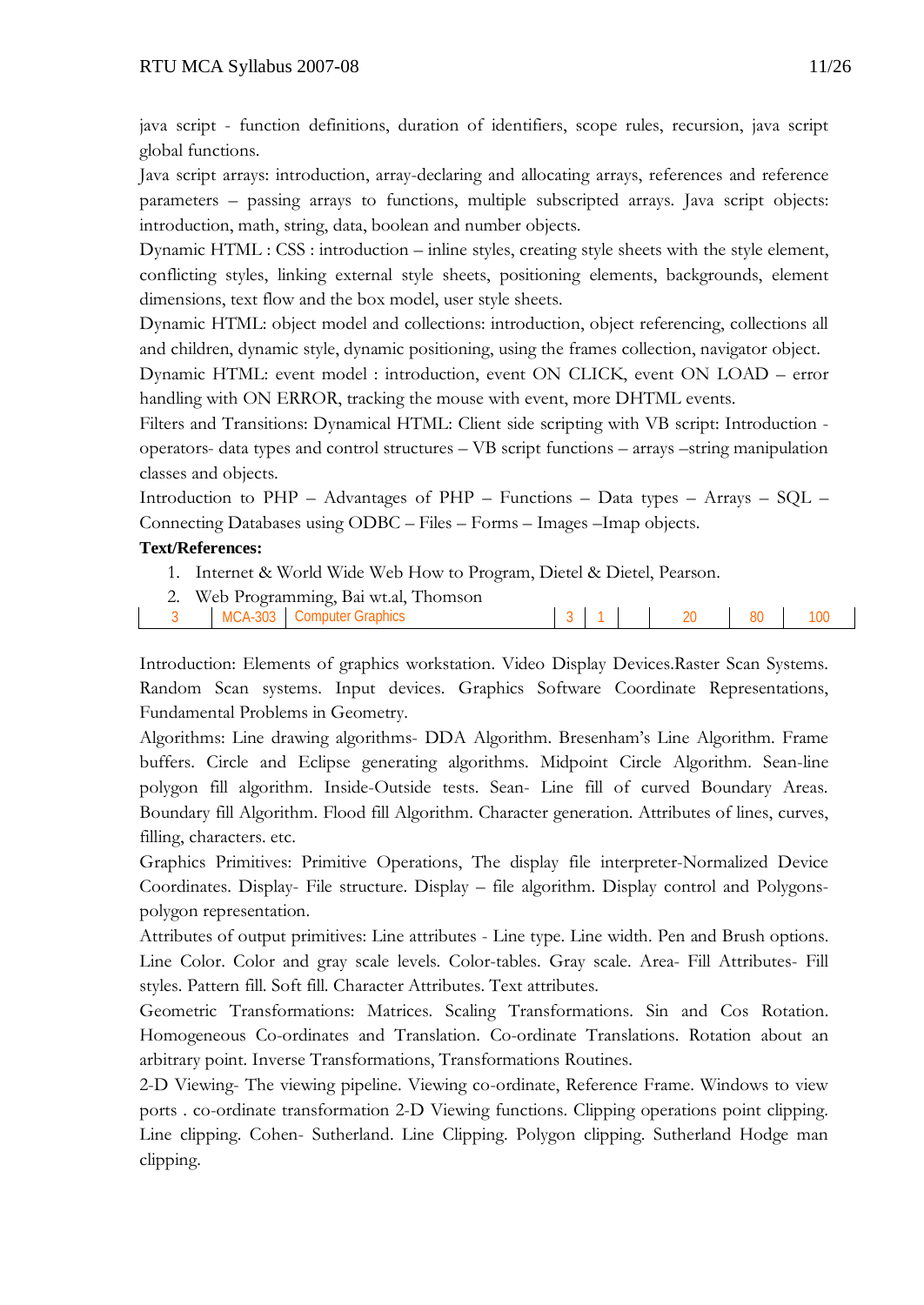java script - function definitions, duration of identifiers, scope rules, recursion, java script global functions.

Java script arrays: introduction, array-declaring and allocating arrays, references and reference parameters – passing arrays to functions, multiple subscripted arrays. Java script objects: introduction, math, string, data, boolean and number objects.

Dynamic HTML : CSS : introduction – inline styles, creating style sheets with the style element, conflicting styles, linking external style sheets, positioning elements, backgrounds, element dimensions, text flow and the box model, user style sheets.

Dynamic HTML: object model and collections: introduction, object referencing, collections all and children, dynamic style, dynamic positioning, using the frames collection, navigator object.

Dynamic HTML: event model : introduction, event ON CLICK, event ON LOAD – error handling with ON ERROR, tracking the mouse with event, more DHTML events.

Filters and Transitions: Dynamical HTML: Client side scripting with VB script: Introduction - operators- data types and control structures – VB script functions – arrays –string manipulation classes and objects.

Introduction to PHP – Advantages of PHP – Functions – Data types – Arrays – SQL – Connecting Databases using ODBC – Files – Forms – Images –Imap objects.

**Text/References:**

1. Internet & World Wide Web How to Program, Dietel & Dietel, Pearson.
2. Web Programming, Bai wt.al, Thomson

| 3 | MCA-303 | Computer Graphics | 3 | 1 | | 20 | 80 | 100 |
|---|---|---|---|---|---|---|---|---|

Introduction: Elements of graphics workstation. Video Display Devices.Raster Scan Systems. Random Scan systems. Input devices. Graphics Software Coordinate Representations, Fundamental Problems in Geometry.

Algorithms: Line drawing algorithms- DDA Algorithm. Bresenham's Line Algorithm. Frame buffers. Circle and Eclipse generating algorithms. Midpoint Circle Algorithm. Sean-line polygon fill algorithm. Inside-Outside tests. Sean- Line fill of curved Boundary Areas. Boundary fill Algorithm. Flood fill Algorithm. Character generation. Attributes of lines, curves, filling, characters. etc.

Graphics Primitives: Primitive Operations, The display file interpreter-Normalized Device Coordinates. Display- File structure. Display – file algorithm. Display control and Polygons-polygon representation.

Attributes of output primitives: Line attributes - Line type. Line width. Pen and Brush options. Line Color. Color and gray scale levels. Color-tables. Gray scale. Area- Fill Attributes- Fill styles. Pattern fill. Soft fill. Character Attributes. Text attributes.

Geometric Transformations: Matrices. Scaling Transformations. Sin and Cos Rotation. Homogeneous Co-ordinates and Translation. Co-ordinate Translations. Rotation about an arbitrary point. Inverse Transformations, Transformations Routines.

2-D Viewing- The viewing pipeline. Viewing co-ordinate, Reference Frame. Windows to view ports . co-ordinate transformation 2-D Viewing functions. Clipping operations point clipping. Line clipping. Cohen- Sutherland. Line Clipping. Polygon clipping. Sutherland Hodge man clipping.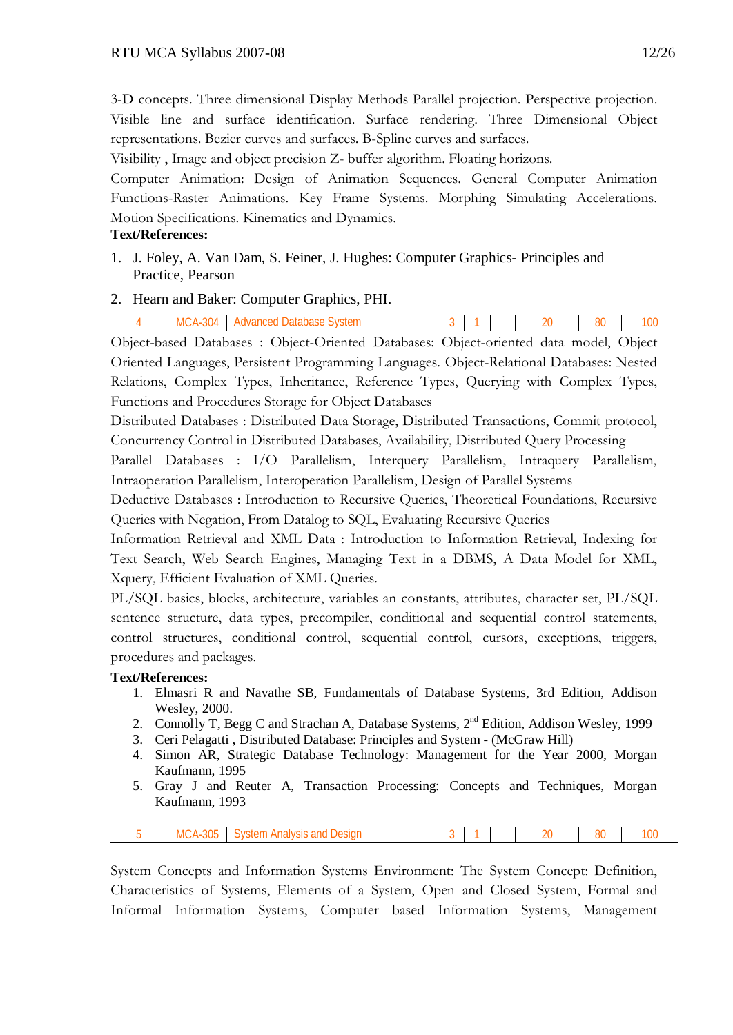3-D concepts. Three dimensional Display Methods Parallel projection. Perspective projection. Visible line and surface identification. Surface rendering. Three Dimensional Object representations. Bezier curves and surfaces. B-Spline curves and surfaces.

Visibility , Image and object precision Z- buffer algorithm. Floating horizons.

Computer Animation: Design of Animation Sequences. General Computer Animation Functions-Raster Animations. Key Frame Systems. Morphing Simulating Accelerations. Motion Specifications. Kinematics and Dynamics.

**Text/References:**

1. J. Foley, A. Van Dam, S. Feiner, J. Hughes: Computer Graphics- Principles and Practice, Pearson
2. Hearn and Baker: Computer Graphics, PHI.

| 4 | MCA-304 | Advanced Database System | 3 | 1 | | | 20 | 80 | 100 |
|---|---|---|---|---|---|---|---|---|---|

Object-based Databases : Object-Oriented Databases: Object-oriented data model, Object Oriented Languages, Persistent Programming Languages. Object-Relational Databases: Nested Relations, Complex Types, Inheritance, Reference Types, Querying with Complex Types, Functions and Procedures Storage for Object Databases

Distributed Databases : Distributed Data Storage, Distributed Transactions, Commit protocol, Concurrency Control in Distributed Databases, Availability, Distributed Query Processing

Parallel Databases : I/O Parallelism, Interquery Parallelism, Intraquery Parallelism, Intraoperation Parallelism, Interoperation Parallelism, Design of Parallel Systems

Deductive Databases : Introduction to Recursive Queries, Theoretical Foundations, Recursive Queries with Negation, From Datalog to SQL, Evaluating Recursive Queries

Information Retrieval and XML Data : Introduction to Information Retrieval, Indexing for Text Search, Web Search Engines, Managing Text in a DBMS, A Data Model for XML, Xquery, Efficient Evaluation of XML Queries.

PL/SQL basics, blocks, architecture, variables an constants, attributes, character set, PL/SQL sentence structure, data types, precompiler, conditional and sequential control statements, control structures, conditional control, sequential control, cursors, exceptions, triggers, procedures and packages.

**Text/References:**

1. Elmasri R and Navathe SB, Fundamentals of Database Systems, 3rd Edition, Addison Wesley, 2000.
2. Connolly T, Begg C and Strachan A, Database Systems, 2nd Edition, Addison Wesley, 1999
3. Ceri Pelagatti , Distributed Database: Principles and System - (McGraw Hill)
4. Simon AR, Strategic Database Technology: Management for the Year 2000, Morgan Kaufmann, 1995
5. Gray J and Reuter A, Transaction Processing: Concepts and Techniques, Morgan Kaufmann, 1993

| 5 | MCA-305 | System Analysis and Design | 3 | 1 | | | 20 | 80 | 100 |
|---|---|---|---|---|---|---|---|---|---|

System Concepts and Information Systems Environment: The System Concept: Definition, Characteristics of Systems, Elements of a System, Open and Closed System, Formal and Informal Information Systems, Computer based Information Systems, Management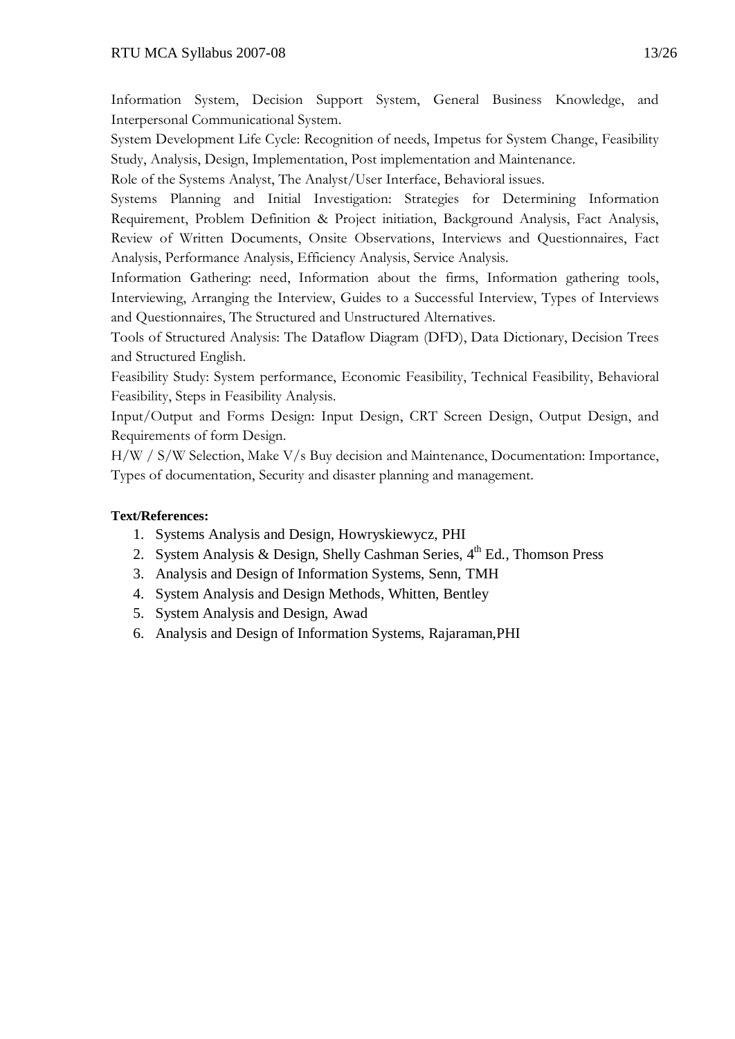Information System, Decision Support System, General Business Knowledge, and Interpersonal Communicational System.

System Development Life Cycle: Recognition of needs, Impetus for System Change, Feasibility Study, Analysis, Design, Implementation, Post implementation and Maintenance.

Role of the Systems Analyst, The Analyst/User Interface, Behavioral issues.

Systems Planning and Initial Investigation: Strategies for Determining Information Requirement, Problem Definition & Project initiation, Background Analysis, Fact Analysis, Review of Written Documents, Onsite Observations, Interviews and Questionnaires, Fact Analysis, Performance Analysis, Efficiency Analysis, Service Analysis.

Information Gathering: need, Information about the firms, Information gathering tools, Interviewing, Arranging the Interview, Guides to a Successful Interview, Types of Interviews and Questionnaires, The Structured and Unstructured Alternatives.

Tools of Structured Analysis: The Dataflow Diagram (DFD), Data Dictionary, Decision Trees and Structured English.

Feasibility Study: System performance, Economic Feasibility, Technical Feasibility, Behavioral Feasibility, Steps in Feasibility Analysis.

Input/Output and Forms Design: Input Design, CRT Screen Design, Output Design, and Requirements of form Design.

H/W / S/W Selection, Make V/s Buy decision and Maintenance, Documentation: Importance, Types of documentation, Security and disaster planning and management.

**Text/References:**

1. Systems Analysis and Design, Howryskiewycz, PHI
2. System Analysis & Design, Shelly Cashman Series, 4th Ed., Thomson Press
3. Analysis and Design of Information Systems, Senn, TMH
4. System Analysis and Design Methods, Whitten, Bentley
5. System Analysis and Design, Awad
6. Analysis and Design of Information Systems, Rajaraman,PHI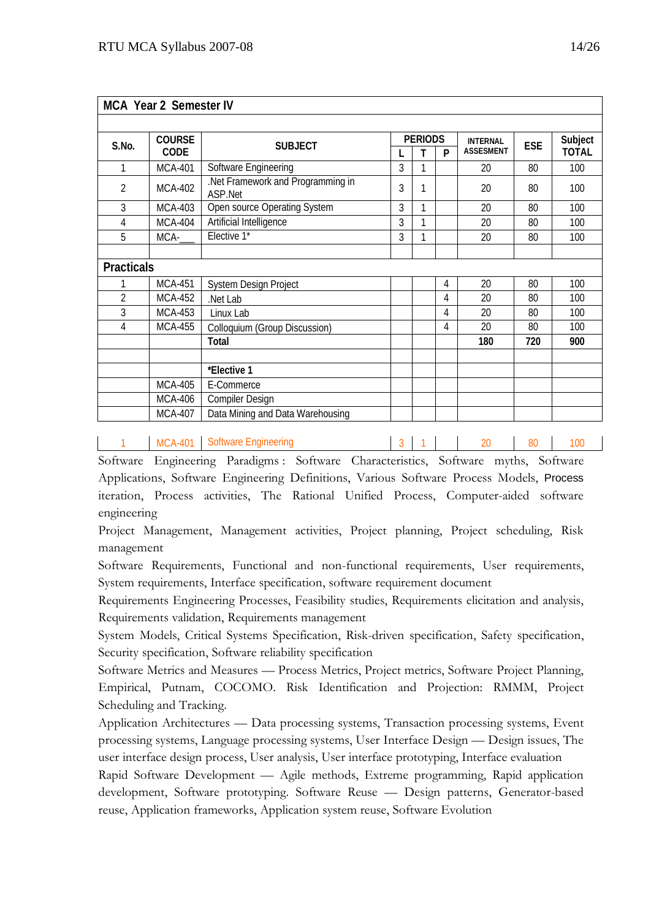| MCA Year 2 Semester IV | | | | | | | | |
|---|---|---|---|---|---|---|---|---|
| S.No. | COURSE CODE | SUBJECT | PERIODS | | | INTERNAL ASSESMENT | ESE | Subject TOTAL |
| | | | L | T | P | | | |
| 1 | MCA-401 | Software Engineering | 3 | 1 | | 20 | 80 | 100 |
| 2 | MCA-402 | .Net Framework and Programming in ASP.Net | 3 | 1 | | 20 | 80 | 100 |
| 3 | MCA-403 | Open source Operating System | 3 | 1 | | 20 | 80 | 100 |
| 4 | MCA-404 | Artificial Intelligence | 3 | 1 | | 20 | 80 | 100 |
| 5 | MCA-___ | Elective 1* | 3 | 1 | | 20 | 80 | 100 |
| **Practicals** | | | | | | | | |
| 1 | MCA-451 | System Design Project | | | 4 | 20 | 80 | 100 |
| 2 | MCA-452 | .Net Lab | | | 4 | 20 | 80 | 100 |
| 3 | MCA-453 | Linux Lab | | | 4 | 20 | 80 | 100 |
| 4 | MCA-455 | Colloquium (Group Discussion) | | | 4 | 20 | 80 | 100 |
| | | **Total** | | | | **180** | **720** | **900** |
| | | **\*Elective 1** | | | | | | |
| | MCA-405 | E-Commerce | | | | | | |
| | MCA-406 | Compiler Design | | | | | | |
| | MCA-407 | Data Mining and Data Warehousing | | | | | | |

| 1 | MCA-401 | Software Engineering | 3 | 1 | | 20 | 80 | 100 |
|---|---|---|---|---|---|---|---|---|

Software Engineering Paradigms : Software Characteristics, Software myths, Software Applications, Software Engineering Definitions, Various Software Process Models, Process iteration, Process activities, The Rational Unified Process, Computer-aided software engineering

Project Management, Management activities, Project planning, Project scheduling, Risk management

Software Requirements, Functional and non-functional requirements, User requirements, System requirements, Interface specification, software requirement document

Requirements Engineering Processes, Feasibility studies, Requirements elicitation and analysis, Requirements validation, Requirements management

System Models, Critical Systems Specification, Risk-driven specification, Safety specification, Security specification, Software reliability specification

Software Metrics and Measures — Process Metrics, Project metrics, Software Project Planning, Empirical, Putnam, COCOMO. Risk Identification and Projection: RMMM, Project Scheduling and Tracking.

Application Architectures — Data processing systems, Transaction processing systems, Event processing systems, Language processing systems, User Interface Design — Design issues, The user interface design process, User analysis, User interface prototyping, Interface evaluation

Rapid Software Development — Agile methods, Extreme programming, Rapid application development, Software prototyping. Software Reuse — Design patterns, Generator-based reuse, Application frameworks, Application system reuse, Software Evolution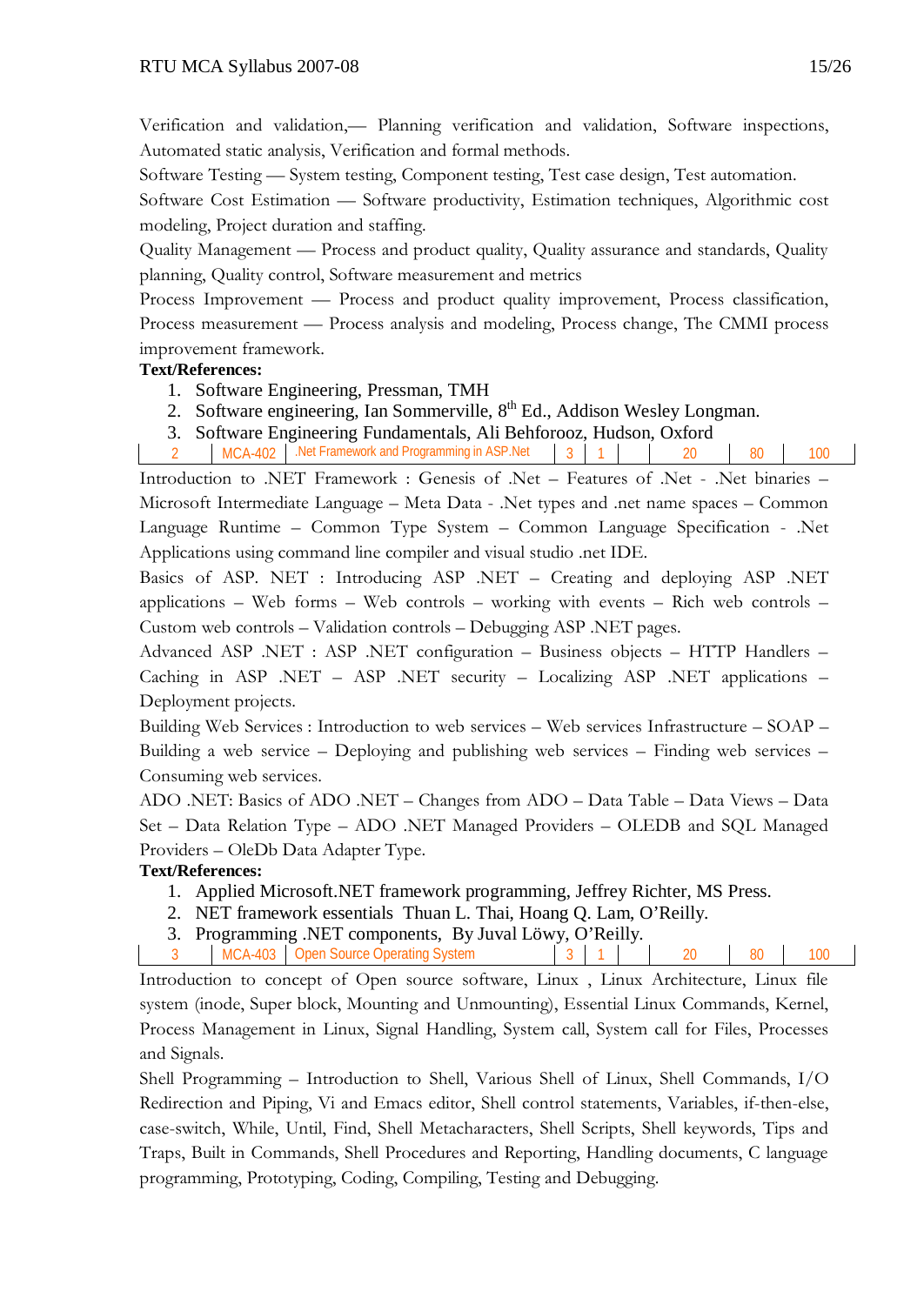Verification and validation,— Planning verification and validation, Software inspections, Automated static analysis, Verification and formal methods.

Software Testing — System testing, Component testing, Test case design, Test automation.

Software Cost Estimation — Software productivity, Estimation techniques, Algorithmic cost modeling, Project duration and staffing.

Quality Management — Process and product quality, Quality assurance and standards, Quality planning, Quality control, Software measurement and metrics

Process Improvement — Process and product quality improvement, Process classification, Process measurement — Process analysis and modeling, Process change, The CMMI process improvement framework.

**Text/References:**

1. Software Engineering, Pressman, TMH
2. Software engineering, Ian Sommerville, 8th Ed., Addison Wesley Longman.
3. Software Engineering Fundamentals, Ali Behforooz, Hudson, Oxford

| 2 | MCA-402 | .Net Framework and Programming in ASP.Net | 3 | 1 | | 20 | 80 | 100 |
|---|---|---|---|---|---|---|---|---|

Introduction to .NET Framework : Genesis of .Net – Features of .Net - .Net binaries – Microsoft Intermediate Language – Meta Data - .Net types and .net name spaces – Common Language Runtime – Common Type System – Common Language Specification - .Net Applications using command line compiler and visual studio .net IDE.

Basics of ASP. NET : Introducing ASP .NET – Creating and deploying ASP .NET applications – Web forms – Web controls – working with events – Rich web controls – Custom web controls – Validation controls – Debugging ASP .NET pages.

Advanced ASP .NET : ASP .NET configuration – Business objects – HTTP Handlers – Caching in ASP .NET – ASP .NET security – Localizing ASP .NET applications – Deployment projects.

Building Web Services : Introduction to web services – Web services Infrastructure – SOAP – Building a web service – Deploying and publishing web services – Finding web services – Consuming web services.

ADO .NET: Basics of ADO .NET – Changes from ADO – Data Table – Data Views – Data Set – Data Relation Type – ADO .NET Managed Providers – OLEDB and SQL Managed Providers – OleDb Data Adapter Type.

**Text/References:**

1. Applied Microsoft.NET framework programming, Jeffrey Richter, MS Press.
2. NET framework essentials Thuan L. Thai, Hoang Q. Lam, O'Reilly.
3. Programming .NET components, By Juval Löwy, O'Reilly.

| 3 | MCA-403 | Open Source Operating System | 3 | 1 | | 20 | 80 | 100 |
|---|---|---|---|---|---|---|---|---|

Introduction to concept of Open source software, Linux , Linux Architecture, Linux file system (inode, Super block, Mounting and Unmounting), Essential Linux Commands, Kernel, Process Management in Linux, Signal Handling, System call, System call for Files, Processes and Signals.

Shell Programming – Introduction to Shell, Various Shell of Linux, Shell Commands, I/O Redirection and Piping, Vi and Emacs editor, Shell control statements, Variables, if-then-else, case-switch, While, Until, Find, Shell Metacharacters, Shell Scripts, Shell keywords, Tips and Traps, Built in Commands, Shell Procedures and Reporting, Handling documents, C language programming, Prototyping, Coding, Compiling, Testing and Debugging.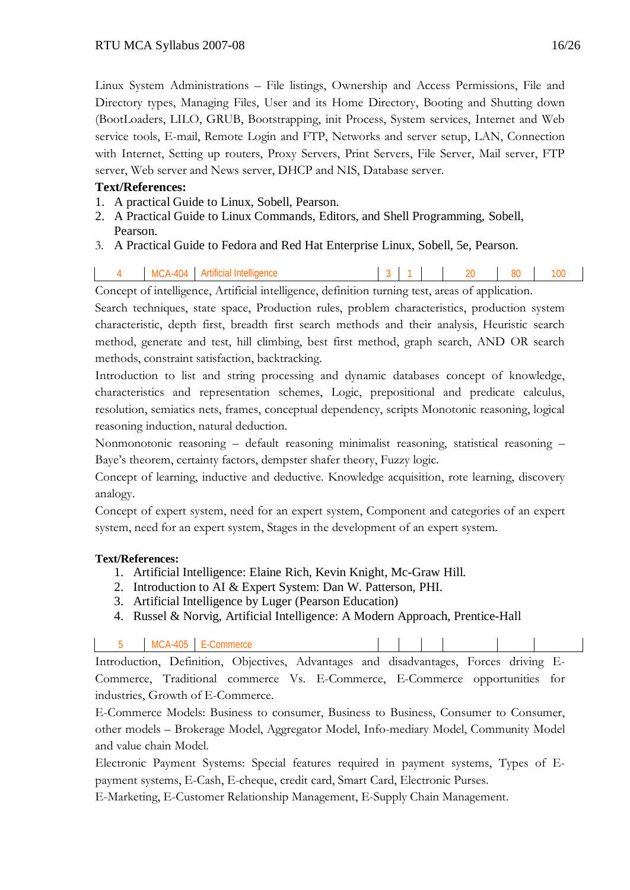Linux System Administrations – File listings, Ownership and Access Permissions, File and Directory types, Managing Files, User and its Home Directory, Booting and Shutting down (BootLoaders, LILO, GRUB, Bootstrapping, init Process, System services, Internet and Web service tools, E-mail, Remote Login and FTP, Networks and server setup, LAN, Connection with Internet, Setting up routers, Proxy Servers, Print Servers, File Server, Mail server, FTP server, Web server and News server, DHCP and NIS, Database server.

**Text/References:**

1. A practical Guide to Linux, Sobell, Pearson.
2. A Practical Guide to Linux Commands, Editors, and Shell Programming, Sobell, Pearson.
3. A Practical Guide to Fedora and Red Hat Enterprise Linux, Sobell, 5e, Pearson.

| 4 | MCA-404 | Artificial Intelligence | 3 | 1 | | 20 | 80 | 100 |
|---|---|---|---|---|---|---|---|---|

Concept of intelligence, Artificial intelligence, definition turning test, areas of application.

Search techniques, state space, Production rules, problem characteristics, production system characteristic, depth first, breadth first search methods and their analysis, Heuristic search method, generate and test, hill climbing, best first method, graph search, AND OR search methods, constraint satisfaction, backtracking.

Introduction to list and string processing and dynamic databases concept of knowledge, characteristics and representation schemes, Logic, prepositional and predicate calculus, resolution, semiatics nets, frames, conceptual dependency, scripts Monotonic reasoning, logical reasoning induction, natural deduction.

Nonmonotonic reasoning – default reasoning minimalist reasoning, statistical reasoning – Baye's theorem, certainty factors, dempster shafer theory, Fuzzy logic.

Concept of learning, inductive and deductive. Knowledge acquisition, rote learning, discovery analogy.

Concept of expert system, need for an expert system, Component and categories of an expert system, need for an expert system, Stages in the development of an expert system.

**Text/References:**

1. Artificial Intelligence: Elaine Rich, Kevin Knight, Mc-Graw Hill.
2. Introduction to AI & Expert System: Dan W. Patterson, PHI.
3. Artificial Intelligence by Luger (Pearson Education)
4. Russel & Norvig, Artificial Intelligence: A Modern Approach, Prentice-Hall

| 5 | MCA-405 | E-Commerce | | | | | | |
|---|---|---|---|---|---|---|---|---|

Introduction, Definition, Objectives, Advantages and disadvantages, Forces driving E-Commerce, Traditional commerce Vs. E-Commerce, E-Commerce opportunities for industries, Growth of E-Commerce.

E-Commerce Models: Business to consumer, Business to Business, Consumer to Consumer, other models – Brokerage Model, Aggregator Model, Info-mediary Model, Community Model and value chain Model.

Electronic Payment Systems: Special features required in payment systems, Types of E-payment systems, E-Cash, E-cheque, credit card, Smart Card, Electronic Purses.

E-Marketing, E-Customer Relationship Management, E-Supply Chain Management.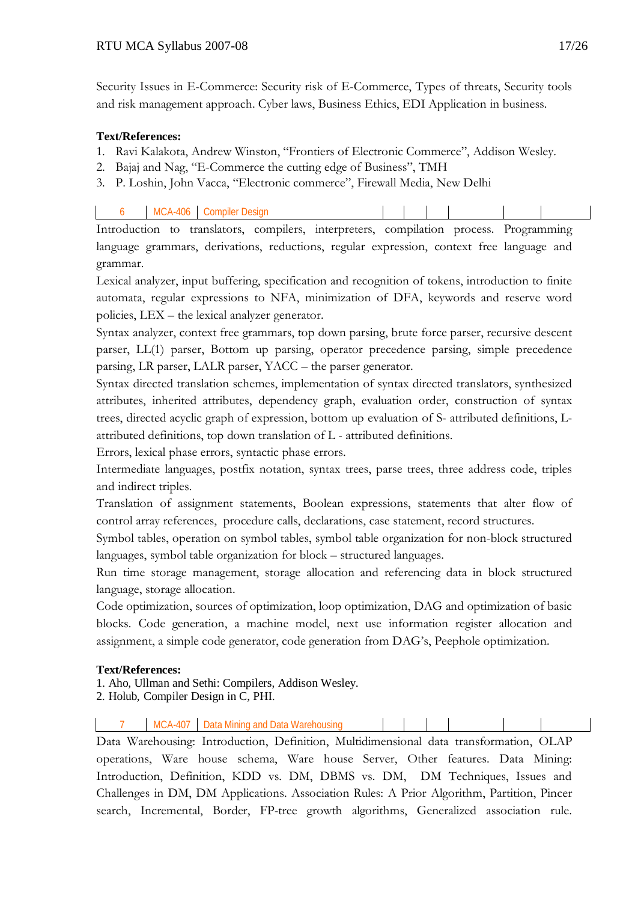Security Issues in E-Commerce: Security risk of E-Commerce, Types of threats, Security tools and risk management approach. Cyber laws, Business Ethics, EDI Application in business.

**Text/References:**

1. Ravi Kalakota, Andrew Winston, "Frontiers of Electronic Commerce", Addison Wesley.
2. Bajaj and Nag, "E-Commerce the cutting edge of Business", TMH
3. P. Loshin, John Vacca, "Electronic commerce", Firewall Media, New Delhi

| 6 | MCA-406 | Compiler Design | | | | | | |
|---|---|---|---|---|---|---|---|---|

Introduction to translators, compilers, interpreters, compilation process. Programming language grammars, derivations, reductions, regular expression, context free language and grammar.

Lexical analyzer, input buffering, specification and recognition of tokens, introduction to finite automata, regular expressions to NFA, minimization of DFA, keywords and reserve word policies, LEX – the lexical analyzer generator.

Syntax analyzer, context free grammars, top down parsing, brute force parser, recursive descent parser, LL(1) parser, Bottom up parsing, operator precedence parsing, simple precedence parsing, LR parser, LALR parser, YACC – the parser generator.

Syntax directed translation schemes, implementation of syntax directed translators, synthesized attributes, inherited attributes, dependency graph, evaluation order, construction of syntax trees, directed acyclic graph of expression, bottom up evaluation of S- attributed definitions, L-attributed definitions, top down translation of L - attributed definitions.

Errors, lexical phase errors, syntactic phase errors.

Intermediate languages, postfix notation, syntax trees, parse trees, three address code, triples and indirect triples.

Translation of assignment statements, Boolean expressions, statements that alter flow of control array references, procedure calls, declarations, case statement, record structures.

Symbol tables, operation on symbol tables, symbol table organization for non-block structured languages, symbol table organization for block – structured languages.

Run time storage management, storage allocation and referencing data in block structured language, storage allocation.

Code optimization, sources of optimization, loop optimization, DAG and optimization of basic blocks. Code generation, a machine model, next use information register allocation and assignment, a simple code generator, code generation from DAG's, Peephole optimization.

**Text/References:**

1. Aho, Ullman and Sethi: Compilers, Addison Wesley.
2. Holub, Compiler Design in C, PHI.

| 7 | MCA-407 | Data Mining and Data Warehousing | | | | | | |
|---|---|---|---|---|---|---|---|---|

Data Warehousing: Introduction, Definition, Multidimensional data transformation, OLAP operations, Ware house schema, Ware house Server, Other features. Data Mining: Introduction, Definition, KDD vs. DM, DBMS vs. DM, DM Techniques, Issues and Challenges in DM, DM Applications. Association Rules: A Prior Algorithm, Partition, Pincer search, Incremental, Border, FP-tree growth algorithms, Generalized association rule.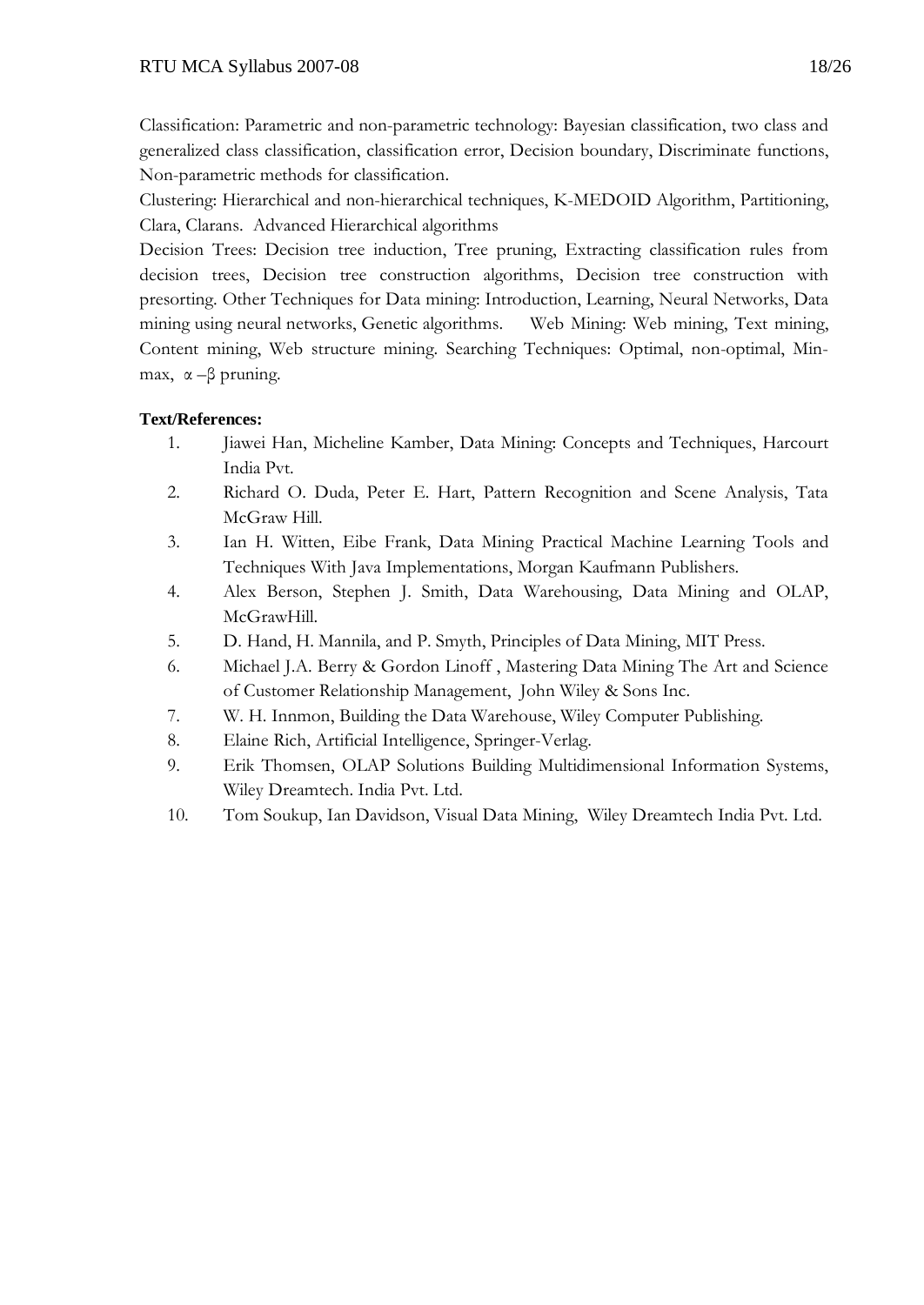Classification: Parametric and non-parametric technology: Bayesian classification, two class and generalized class classification, classification error, Decision boundary, Discriminate functions, Non-parametric methods for classification.

Clustering: Hierarchical and non-hierarchical techniques, K-MEDOID Algorithm, Partitioning, Clara, Clarans. Advanced Hierarchical algorithms

Decision Trees: Decision tree induction, Tree pruning, Extracting classification rules from decision trees, Decision tree construction algorithms, Decision tree construction with presorting. Other Techniques for Data mining: Introduction, Learning, Neural Networks, Data mining using neural networks, Genetic algorithms. Web Mining: Web mining, Text mining, Content mining, Web structure mining. Searching Techniques: Optimal, non-optimal, Min-max, $\alpha$ –$\beta$ pruning.

**Text/References:**

1. Jiawei Han, Micheline Kamber, Data Mining: Concepts and Techniques, Harcourt India Pvt.
2. Richard O. Duda, Peter E. Hart, Pattern Recognition and Scene Analysis, Tata McGraw Hill.
3. Ian H. Witten, Eibe Frank, Data Mining Practical Machine Learning Tools and Techniques With Java Implementations, Morgan Kaufmann Publishers.
4. Alex Berson, Stephen J. Smith, Data Warehousing, Data Mining and OLAP, McGrawHill.
5. D. Hand, H. Mannila, and P. Smyth, Principles of Data Mining, MIT Press.
6. Michael J.A. Berry & Gordon Linoff , Mastering Data Mining The Art and Science of Customer Relationship Management, John Wiley & Sons Inc.
7. W. H. Innmon, Building the Data Warehouse, Wiley Computer Publishing.
8. Elaine Rich, Artificial Intelligence, Springer-Verlag.
9. Erik Thomsen, OLAP Solutions Building Multidimensional Information Systems, Wiley Dreamtech. India Pvt. Ltd.
10. Tom Soukup, Ian Davidson, Visual Data Mining, Wiley Dreamtech India Pvt. Ltd.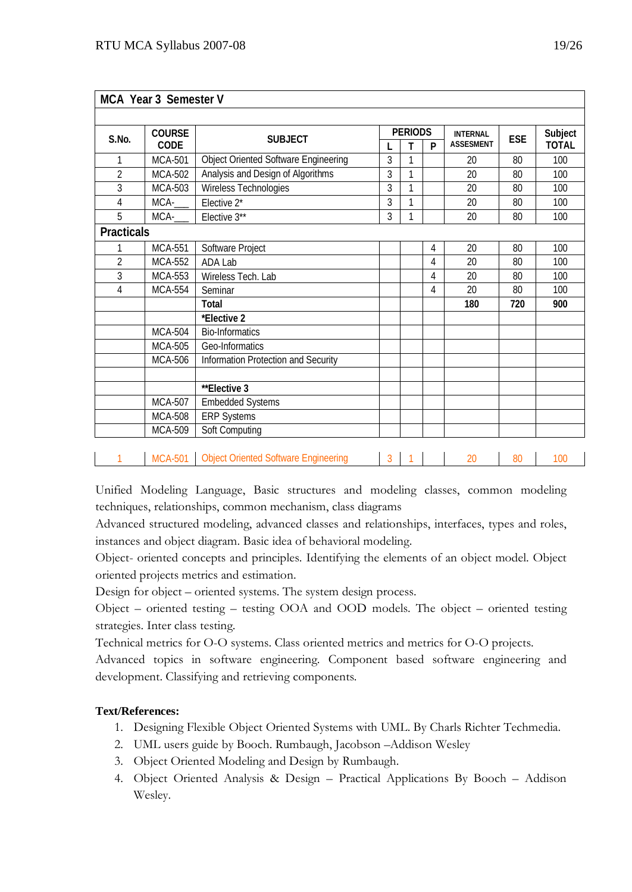| MCA Year 3 Semester V | | | | | | | | | |
|---|---|---|---|---|---|---|---|---|---|
| S.No. | COURSE CODE | SUBJECT | PERIODS | | | INTERNAL ASSESMENT | ESE | Subject TOTAL |
| | | | L | T | P | | | |
| 1 | MCA-501 | Object Oriented Software Engineering | 3 | 1 | | 20 | 80 | 100 |
| 2 | MCA-502 | Analysis and Design of Algorithms | 3 | 1 | | 20 | 80 | 100 |
| 3 | MCA-503 | Wireless Technologies | 3 | 1 | | 20 | 80 | 100 |
| 4 | MCA-___ | Elective 2* | 3 | 1 | | 20 | 80 | 100 |
| 5 | MCA-___ | Elective 3** | 3 | 1 | | 20 | 80 | 100 |
| **Practicals** | | | | | | | | |
| 1 | MCA-551 | Software Project | | | 4 | 20 | 80 | 100 |
| 2 | MCA-552 | ADA Lab | | | 4 | 20 | 80 | 100 |
| 3 | MCA-553 | Wireless Tech. Lab | | | 4 | 20 | 80 | 100 |
| 4 | MCA-554 | Seminar | | | 4 | 20 | 80 | 100 |
| | | **Total** | | | | **180** | **720** | **900** |
| | | ***Elective 2** | | | | | | |
| | MCA-504 | Bio-Informatics | | | | | | |
| | MCA-505 | Geo-Informatics | | | | | | |
| | MCA-506 | Information Protection and Security | | | | | | |
| | | | | | | | | |
| | | ****Elective 3** | | | | | | |
| | MCA-507 | Embedded Systems | | | | | | |
| | MCA-508 | ERP Systems | | | | | | |
| | MCA-509 | Soft Computing | | | | | | |

| 1 | MCA-501 | Object Oriented Software Engineering | 3 | 1 | | 20 | 80 | 100 |
|---|---|---|---|---|---|---|---|---|

Unified Modeling Language, Basic structures and modeling classes, common modeling techniques, relationships, common mechanism, class diagrams

Advanced structured modeling, advanced classes and relationships, interfaces, types and roles, instances and object diagram. Basic idea of behavioral modeling.

Object- oriented concepts and principles. Identifying the elements of an object model. Object oriented projects metrics and estimation.

Design for object – oriented systems. The system design process.

Object – oriented testing – testing OOA and OOD models. The object – oriented testing strategies. Inter class testing.

Technical metrics for O-O systems. Class oriented metrics and metrics for O-O projects.

Advanced topics in software engineering. Component based software engineering and development. Classifying and retrieving components.

**Text/References:**

1. Designing Flexible Object Oriented Systems with UML. By Charls Richter Techmedia.
2. UML users guide by Booch. Rumbaugh, Jacobson –Addison Wesley
3. Object Oriented Modeling and Design by Rumbaugh.
4. Object Oriented Analysis & Design – Practical Applications By Booch – Addison Wesley.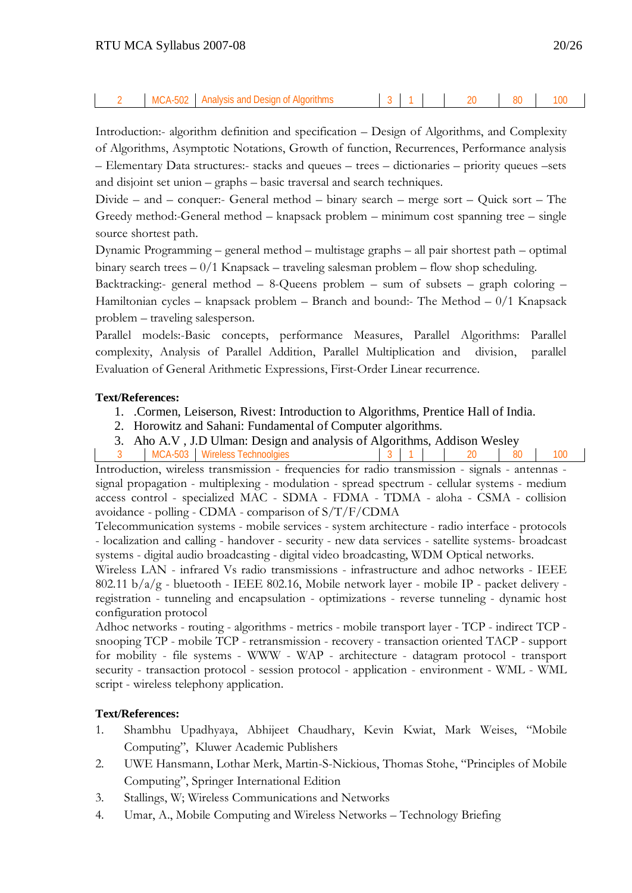| 2 | MCA-502 | Analysis and Design of Algorithms | 3 | 1 | | 20 | 80 | 100 |
|---|---|---|---|---|---|---|---|---|

Introduction:- algorithm definition and specification – Design of Algorithms, and Complexity of Algorithms, Asymptotic Notations, Growth of function, Recurrences, Performance analysis – Elementary Data structures:- stacks and queues – trees – dictionaries – priority queues –sets and disjoint set union – graphs – basic traversal and search techniques.

Divide – and – conquer:- General method – binary search – merge sort – Quick sort – The Greedy method:-General method – knapsack problem – minimum cost spanning tree – single source shortest path.

Dynamic Programming – general method – multistage graphs – all pair shortest path – optimal binary search trees – 0/1 Knapsack – traveling salesman problem – flow shop scheduling.

Backtracking:- general method – 8-Queens problem – sum of subsets – graph coloring – Hamiltonian cycles – knapsack problem – Branch and bound:- The Method – 0/1 Knapsack problem – traveling salesperson.

Parallel models:-Basic concepts, performance Measures, Parallel Algorithms: Parallel complexity, Analysis of Parallel Addition, Parallel Multiplication and division, parallel Evaluation of General Arithmetic Expressions, First-Order Linear recurrence.

**Text/References:**

1. .Cormen, Leiserson, Rivest: Introduction to Algorithms, Prentice Hall of India.
2. Horowitz and Sahani: Fundamental of Computer algorithms.
3. Aho A.V , J.D Ulman: Design and analysis of Algorithms, Addison Wesley

| 3 | MCA-503 | Wireless Technoolgies | 3 | 1 | | 20 | 80 | 100 |
|---|---|---|---|---|---|---|---|---|

Introduction, wireless transmission - frequencies for radio transmission - signals - antennas - signal propagation - multiplexing - modulation - spread spectrum - cellular systems - medium access control - specialized MAC - SDMA - FDMA - TDMA - aloha - CSMA - collision avoidance - polling - CDMA - comparison of S/T/F/CDMA

Telecommunication systems - mobile services - system architecture - radio interface - protocols - localization and calling - handover - security - new data services - satellite systems- broadcast systems - digital audio broadcasting - digital video broadcasting, WDM Optical networks.

Wireless LAN - infrared Vs radio transmissions - infrastructure and adhoc networks - IEEE 802.11 b/a/g - bluetooth - IEEE 802.16, Mobile network layer - mobile IP - packet delivery - registration - tunneling and encapsulation - optimizations - reverse tunneling - dynamic host configuration protocol

Adhoc networks - routing - algorithms - metrics - mobile transport layer - TCP - indirect TCP - snooping TCP - mobile TCP - retransmission - recovery - transaction oriented TACP - support for mobility - file systems - WWW - WAP - architecture - datagram protocol - transport security - transaction protocol - session protocol - application - environment - WML - WML script - wireless telephony application.

**Text/References:**

1. Shambhu Upadhyaya, Abhijeet Chaudhary, Kevin Kwiat, Mark Weises, "Mobile Computing", Kluwer Academic Publishers
2. UWE Hansmann, Lothar Merk, Martin-S-Nickious, Thomas Stohe, "Principles of Mobile Computing", Springer International Edition
3. Stallings, W; Wireless Communications and Networks
4. Umar, A., Mobile Computing and Wireless Networks – Technology Briefing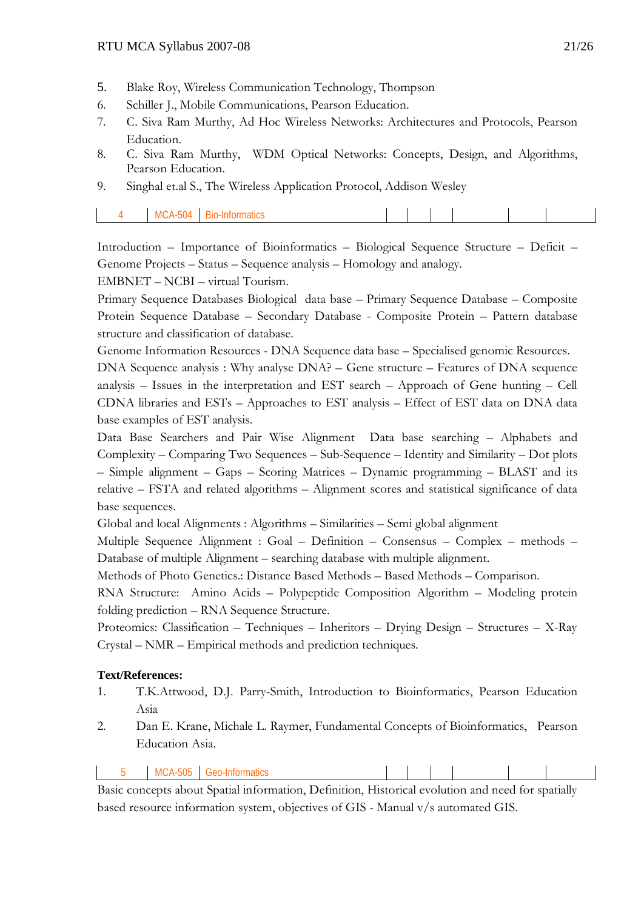5. Blake Roy, Wireless Communication Technology, Thompson
6. Schiller J., Mobile Communications, Pearson Education.
7. C. Siva Ram Murthy, Ad Hoc Wireless Networks: Architectures and Protocols, Pearson Education.
8. C. Siva Ram Murthy, WDM Optical Networks: Concepts, Design, and Algorithms, Pearson Education.
9. Singhal et.al S., The Wireless Application Protocol, Addison Wesley

| 4 | MCA-504 | Bio-Informatics | | | | | | |
|---|---|---|---|---|---|---|---|---|

Introduction – Importance of Bioinformatics – Biological Sequence Structure – Deficit – Genome Projects – Status – Sequence analysis – Homology and analogy.

EMBNET – NCBI – virtual Tourism.

Primary Sequence Databases Biological data base – Primary Sequence Database – Composite Protein Sequence Database – Secondary Database - Composite Protein – Pattern database structure and classification of database.

Genome Information Resources - DNA Sequence data base – Specialised genomic Resources.

DNA Sequence analysis : Why analyse DNA? – Gene structure – Features of DNA sequence analysis – Issues in the interpretation and EST search – Approach of Gene hunting – Cell CDNA libraries and ESTs – Approaches to EST analysis – Effect of EST data on DNA data base examples of EST analysis.

Data Base Searchers and Pair Wise Alignment Data base searching – Alphabets and Complexity – Comparing Two Sequences – Sub-Sequence – Identity and Similarity – Dot plots – Simple alignment – Gaps – Scoring Matrices – Dynamic programming – BLAST and its relative – FSTA and related algorithms – Alignment scores and statistical significance of data base sequences.

Global and local Alignments : Algorithms – Similarities – Semi global alignment

Multiple Sequence Alignment : Goal – Definition – Consensus – Complex – methods – Database of multiple Alignment – searching database with multiple alignment.

Methods of Photo Genetics.: Distance Based Methods – Based Methods – Comparison.

RNA Structure: Amino Acids – Polypeptide Composition Algorithm – Modeling protein folding prediction – RNA Sequence Structure.

Proteomics: Classification – Techniques – Inheritors – Drying Design – Structures – X-Ray Crystal – NMR – Empirical methods and prediction techniques.

**Text/References:**

1. T.K.Attwood, D.J. Parry-Smith, Introduction to Bioinformatics, Pearson Education Asia
2. Dan E. Krane, Michale L. Raymer, Fundamental Concepts of Bioinformatics, Pearson Education Asia.

| 5 | MCA-505 | Geo-Informatics | | | | | | |
|---|---|---|---|---|---|---|---|---|

Basic concepts about Spatial information, Definition, Historical evolution and need for spatially based resource information system, objectives of GIS - Manual v/s automated GIS.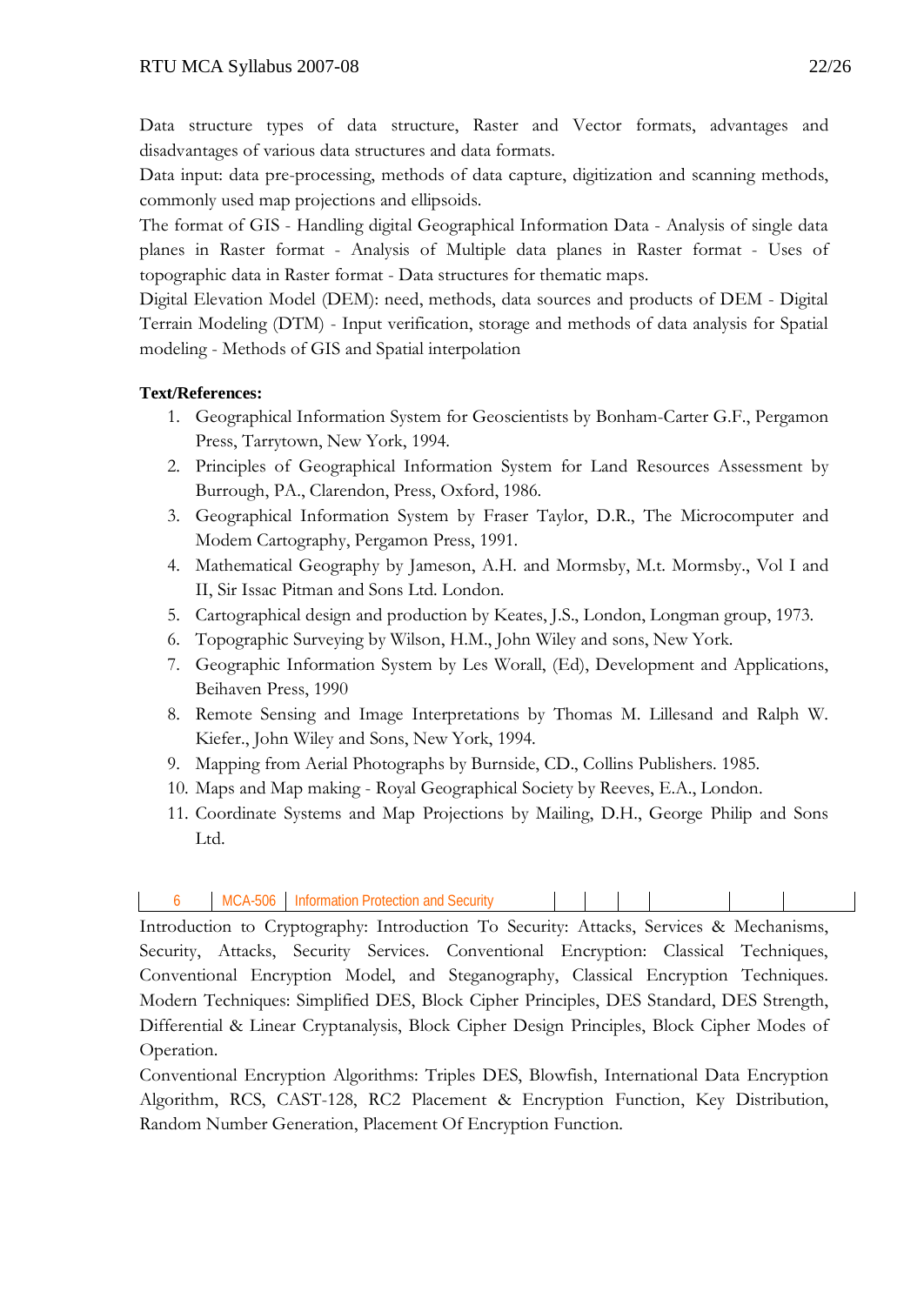Data structure types of data structure, Raster and Vector formats, advantages and disadvantages of various data structures and data formats.

Data input: data pre-processing, methods of data capture, digitization and scanning methods, commonly used map projections and ellipsoids.

The format of GIS - Handling digital Geographical Information Data - Analysis of single data planes in Raster format - Analysis of Multiple data planes in Raster format - Uses of topographic data in Raster format - Data structures for thematic maps.

Digital Elevation Model (DEM): need, methods, data sources and products of DEM - Digital Terrain Modeling (DTM) - Input verification, storage and methods of data analysis for Spatial modeling - Methods of GIS and Spatial interpolation

**Text/References:**

1. Geographical Information System for Geoscientists by Bonham-Carter G.F., Pergamon Press, Tarrytown, New York, 1994.
2. Principles of Geographical Information System for Land Resources Assessment by Burrough, PA., Clarendon, Press, Oxford, 1986.
3. Geographical Information System by Fraser Taylor, D.R., The Microcomputer and Modem Cartography, Pergamon Press, 1991.
4. Mathematical Geography by Jameson, A.H. and Mormsby, M.t. Mormsby., Vol I and II, Sir Issac Pitman and Sons Ltd. London.
5. Cartographical design and production by Keates, J.S., London, Longman group, 1973.
6. Topographic Surveying by Wilson, H.M., John Wiley and sons, New York.
7. Geographic Information System by Les Worall, (Ed), Development and Applications, Beihaven Press, 1990
8. Remote Sensing and Image Interpretations by Thomas M. Lillesand and Ralph W. Kiefer., John Wiley and Sons, New York, 1994.
9. Mapping from Aerial Photographs by Burnside, CD., Collins Publishers. 1985.
10. Maps and Map making - Royal Geographical Society by Reeves, E.A., London.
11. Coordinate Systems and Map Projections by Mailing, D.H., George Philip and Sons Ltd.

| 6 | MCA-506 | Information Protection and Security | | | | | | | |
|---|---|---|---|---|---|---|---|---|---|

Introduction to Cryptography: Introduction To Security: Attacks, Services & Mechanisms, Security, Attacks, Security Services. Conventional Encryption: Classical Techniques, Conventional Encryption Model, and Steganography, Classical Encryption Techniques. Modern Techniques: Simplified DES, Block Cipher Principles, DES Standard, DES Strength, Differential & Linear Cryptanalysis, Block Cipher Design Principles, Block Cipher Modes of Operation.

Conventional Encryption Algorithms: Triples DES, Blowfish, International Data Encryption Algorithm, RCS, CAST-128, RC2 Placement & Encryption Function, Key Distribution, Random Number Generation, Placement Of Encryption Function.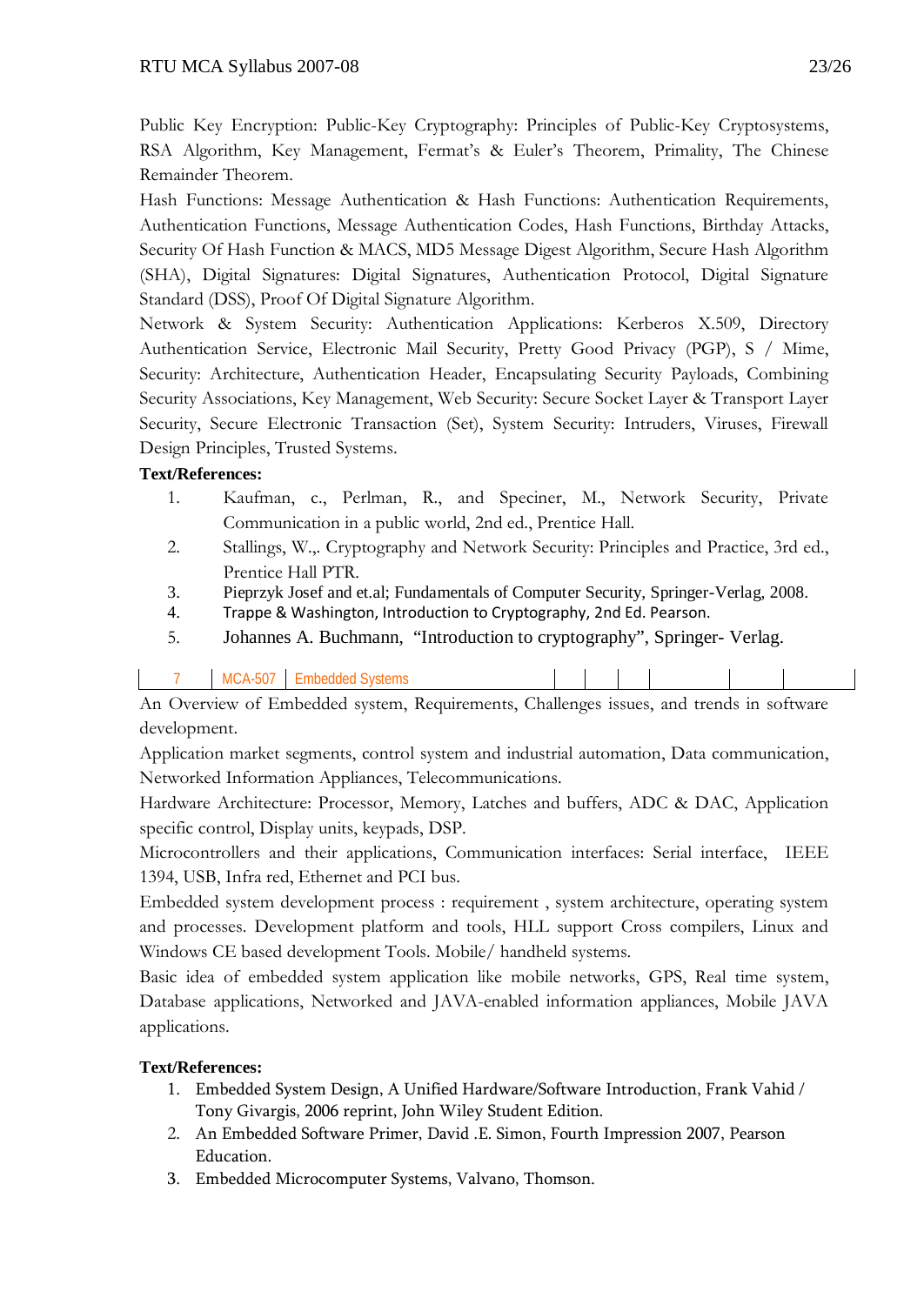Public Key Encryption: Public-Key Cryptography: Principles of Public-Key Cryptosystems, RSA Algorithm, Key Management, Fermat's & Euler's Theorem, Primality, The Chinese Remainder Theorem.

Hash Functions: Message Authentication & Hash Functions: Authentication Requirements, Authentication Functions, Message Authentication Codes, Hash Functions, Birthday Attacks, Security Of Hash Function & MACS, MD5 Message Digest Algorithm, Secure Hash Algorithm (SHA), Digital Signatures: Digital Signatures, Authentication Protocol, Digital Signature Standard (DSS), Proof Of Digital Signature Algorithm.

Network & System Security: Authentication Applications: Kerberos X.509, Directory Authentication Service, Electronic Mail Security, Pretty Good Privacy (PGP), S / Mime, Security: Architecture, Authentication Header, Encapsulating Security Payloads, Combining Security Associations, Key Management, Web Security: Secure Socket Layer & Transport Layer Security, Secure Electronic Transaction (Set), System Security: Intruders, Viruses, Firewall Design Principles, Trusted Systems.

**Text/References:**

1. Kaufman, c., Perlman, R., and Speciner, M., Network Security, Private Communication in a public world, 2nd ed., Prentice Hall.
2. Stallings, W.,. Cryptography and Network Security: Principles and Practice, 3rd ed., Prentice Hall PTR.
3. Pieprzyk Josef and et.al; Fundamentals of Computer Security, Springer-Verlag, 2008.
4. Trappe & Washington, Introduction to Cryptography, 2nd Ed. Pearson.
5. Johannes A. Buchmann, "Introduction to cryptography", Springer- Verlag.

| 7 | MCA-507 | Embedded Systems | | | | | | | |
|---|---|---|---|---|---|---|---|---|---|

An Overview of Embedded system, Requirements, Challenges issues, and trends in software development.

Application market segments, control system and industrial automation, Data communication, Networked Information Appliances, Telecommunications.

Hardware Architecture: Processor, Memory, Latches and buffers, ADC & DAC, Application specific control, Display units, keypads, DSP.

Microcontrollers and their applications, Communication interfaces: Serial interface, IEEE 1394, USB, Infra red, Ethernet and PCI bus.

Embedded system development process : requirement , system architecture, operating system and processes. Development platform and tools, HLL support Cross compilers, Linux and Windows CE based development Tools. Mobile/ handheld systems.

Basic idea of embedded system application like mobile networks, GPS, Real time system, Database applications, Networked and JAVA-enabled information appliances, Mobile JAVA applications.

**Text/References:**

1. Embedded System Design, A Unified Hardware/Software Introduction, Frank Vahid / Tony Givargis, 2006 reprint, John Wiley Student Edition.
2. An Embedded Software Primer, David .E. Simon, Fourth Impression 2007, Pearson Education.
3. Embedded Microcomputer Systems, Valvano, Thomson.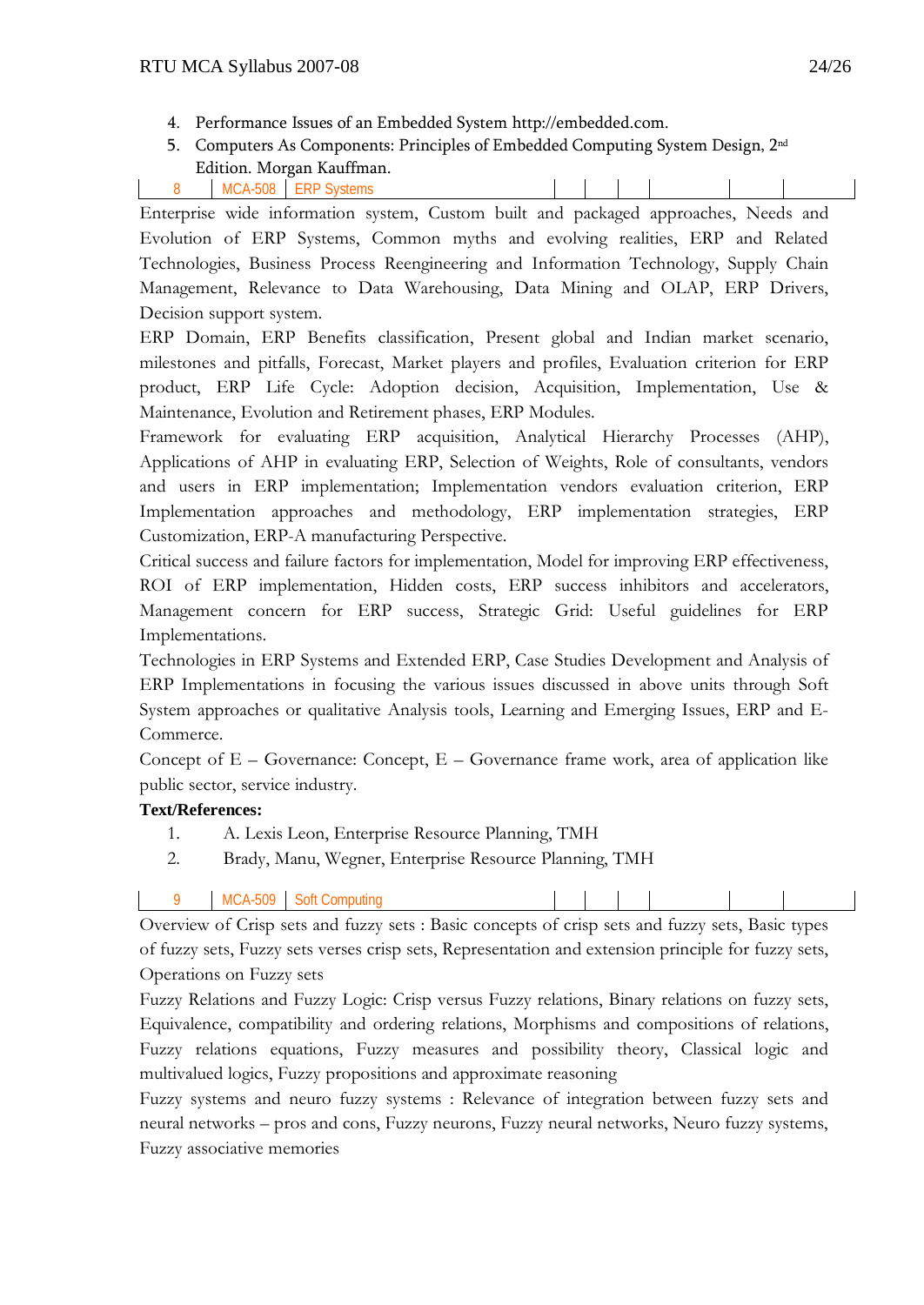4. Performance Issues of an Embedded System http://embedded.com.
5. Computers As Components: Principles of Embedded Computing System Design, 2nd Edition. Morgan Kauffman.

| 8 | MCA-508 | ERP Systems | | | | | | | |
|---|---|---|---|---|---|---|---|---|---|

Enterprise wide information system, Custom built and packaged approaches, Needs and Evolution of ERP Systems, Common myths and evolving realities, ERP and Related Technologies, Business Process Reengineering and Information Technology, Supply Chain Management, Relevance to Data Warehousing, Data Mining and OLAP, ERP Drivers, Decision support system.

ERP Domain, ERP Benefits classification, Present global and Indian market scenario, milestones and pitfalls, Forecast, Market players and profiles, Evaluation criterion for ERP product, ERP Life Cycle: Adoption decision, Acquisition, Implementation, Use & Maintenance, Evolution and Retirement phases, ERP Modules.

Framework for evaluating ERP acquisition, Analytical Hierarchy Processes (AHP), Applications of AHP in evaluating ERP, Selection of Weights, Role of consultants, vendors and users in ERP implementation; Implementation vendors evaluation criterion, ERP Implementation approaches and methodology, ERP implementation strategies, ERP Customization, ERP-A manufacturing Perspective.

Critical success and failure factors for implementation, Model for improving ERP effectiveness, ROI of ERP implementation, Hidden costs, ERP success inhibitors and accelerators, Management concern for ERP success, Strategic Grid: Useful guidelines for ERP Implementations.

Technologies in ERP Systems and Extended ERP, Case Studies Development and Analysis of ERP Implementations in focusing the various issues discussed in above units through Soft System approaches or qualitative Analysis tools, Learning and Emerging Issues, ERP and E-Commerce.

Concept of E – Governance: Concept, E – Governance frame work, area of application like public sector, service industry.

**Text/References:**

1. A. Lexis Leon, Enterprise Resource Planning, TMH
2. Brady, Manu, Wegner, Enterprise Resource Planning, TMH

| 9 | MCA-509 | Soft Computing | | | | | | | |
|---|---|---|---|---|---|---|---|---|---|

Overview of Crisp sets and fuzzy sets : Basic concepts of crisp sets and fuzzy sets, Basic types of fuzzy sets, Fuzzy sets verses crisp sets, Representation and extension principle for fuzzy sets, Operations on Fuzzy sets

Fuzzy Relations and Fuzzy Logic: Crisp versus Fuzzy relations, Binary relations on fuzzy sets, Equivalence, compatibility and ordering relations, Morphisms and compositions of relations, Fuzzy relations equations, Fuzzy measures and possibility theory, Classical logic and multivalued logics, Fuzzy propositions and approximate reasoning

Fuzzy systems and neuro fuzzy systems : Relevance of integration between fuzzy sets and neural networks – pros and cons, Fuzzy neurons, Fuzzy neural networks, Neuro fuzzy systems, Fuzzy associative memories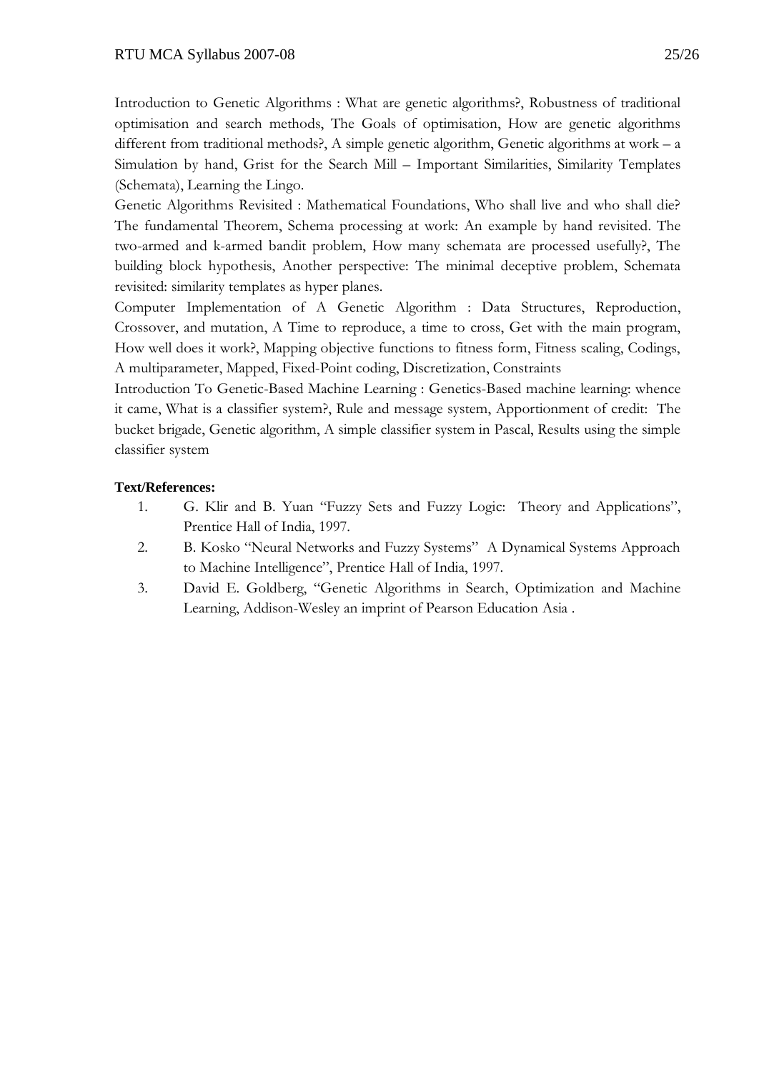Introduction to Genetic Algorithms : What are genetic algorithms?, Robustness of traditional optimisation and search methods, The Goals of optimisation, How are genetic algorithms different from traditional methods?, A simple genetic algorithm, Genetic algorithms at work – a Simulation by hand, Grist for the Search Mill – Important Similarities, Similarity Templates (Schemata), Learning the Lingo.

Genetic Algorithms Revisited : Mathematical Foundations, Who shall live and who shall die? The fundamental Theorem, Schema processing at work: An example by hand revisited. The two-armed and k-armed bandit problem, How many schemata are processed usefully?, The building block hypothesis, Another perspective: The minimal deceptive problem, Schemata revisited: similarity templates as hyper planes.

Computer Implementation of A Genetic Algorithm : Data Structures, Reproduction, Crossover, and mutation, A Time to reproduce, a time to cross, Get with the main program, How well does it work?, Mapping objective functions to fitness form, Fitness scaling, Codings, A multiparameter, Mapped, Fixed-Point coding, Discretization, Constraints

Introduction To Genetic-Based Machine Learning : Genetics-Based machine learning: whence it came, What is a classifier system?, Rule and message system, Apportionment of credit: The bucket brigade, Genetic algorithm, A simple classifier system in Pascal, Results using the simple classifier system

**Text/References:**

1. G. Klir and B. Yuan "Fuzzy Sets and Fuzzy Logic: Theory and Applications", Prentice Hall of India, 1997.
2. B. Kosko "Neural Networks and Fuzzy Systems" A Dynamical Systems Approach to Machine Intelligence", Prentice Hall of India, 1997.
3. David E. Goldberg, "Genetic Algorithms in Search, Optimization and Machine Learning, Addison-Wesley an imprint of Pearson Education Asia .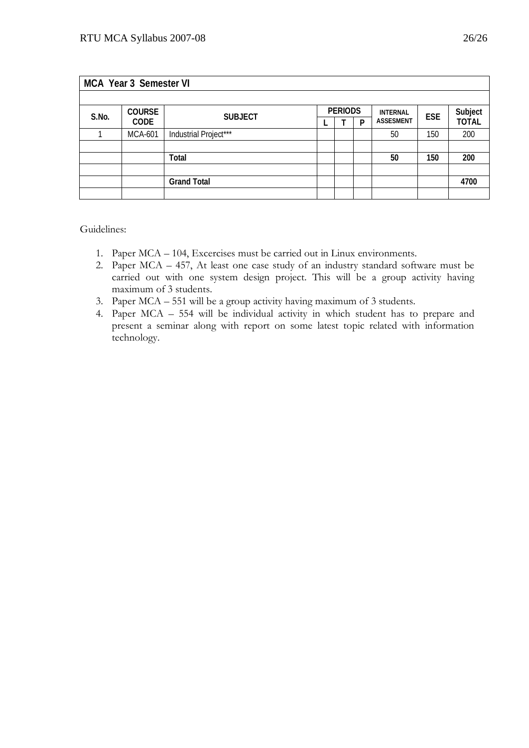| MCA Year 3 Semester VI | | | | | | | | |
|---|---|---|---|---|---|---|---|---|
| S.No. | COURSE CODE | SUBJECT | PERIODS | | | INTERNAL ASSESMENT | ESE | Subject TOTAL |
| | | | L | T | P | | | |
| 1 | MCA-601 | Industrial Project*** | | | | 50 | 150 | 200 |
| | | | | | | | | |
| | | **Total** | | | | **50** | **150** | **200** |
| | | | | | | | | |
| | | **Grand Total** | | | | | | **4700** |
| | | | | | | | | |

Guidelines:

1. Paper MCA – 104, Excercises must be carried out in Linux environments.
2. Paper MCA – 457, At least one case study of an industry standard software must be carried out with one system design project. This will be a group activity having maximum of 3 students.
3. Paper MCA – 551 will be a group activity having maximum of 3 students.
4. Paper MCA – 554 will be individual activity in which student has to prepare and present a seminar along with report on some latest topic related with information technology.